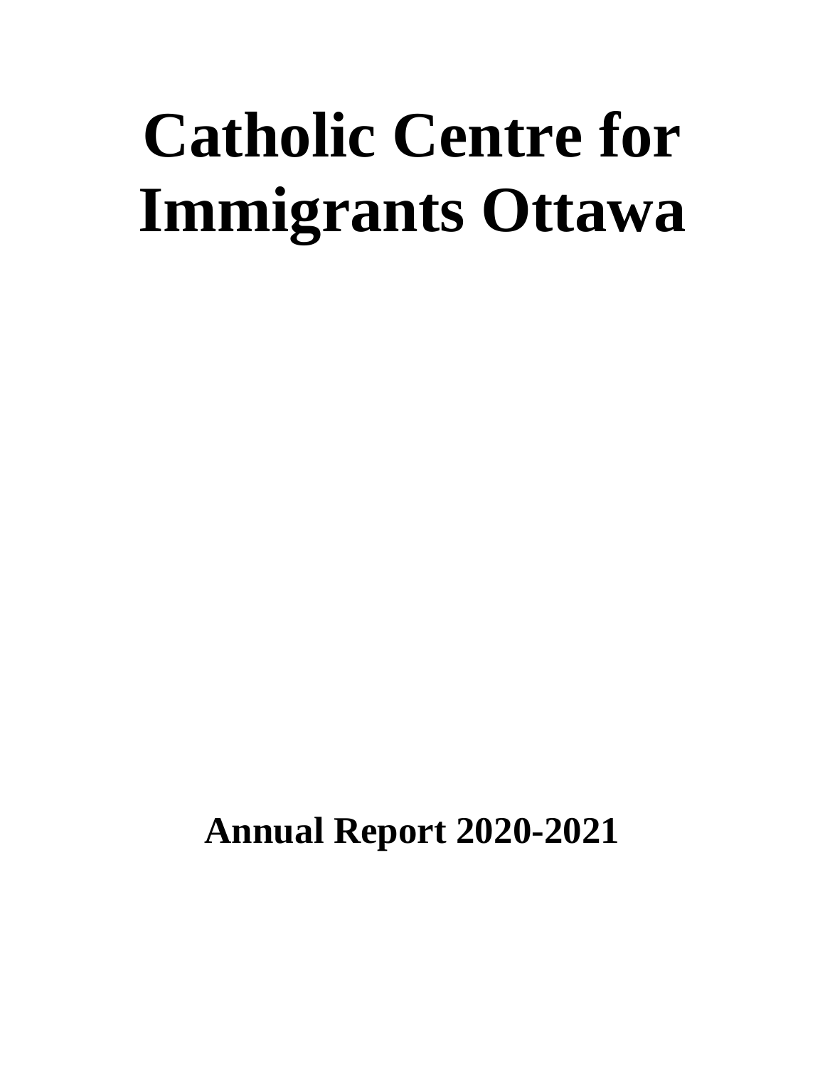# Catholic Centre for Immigrants Ottawa

## Annual Report 2020-2021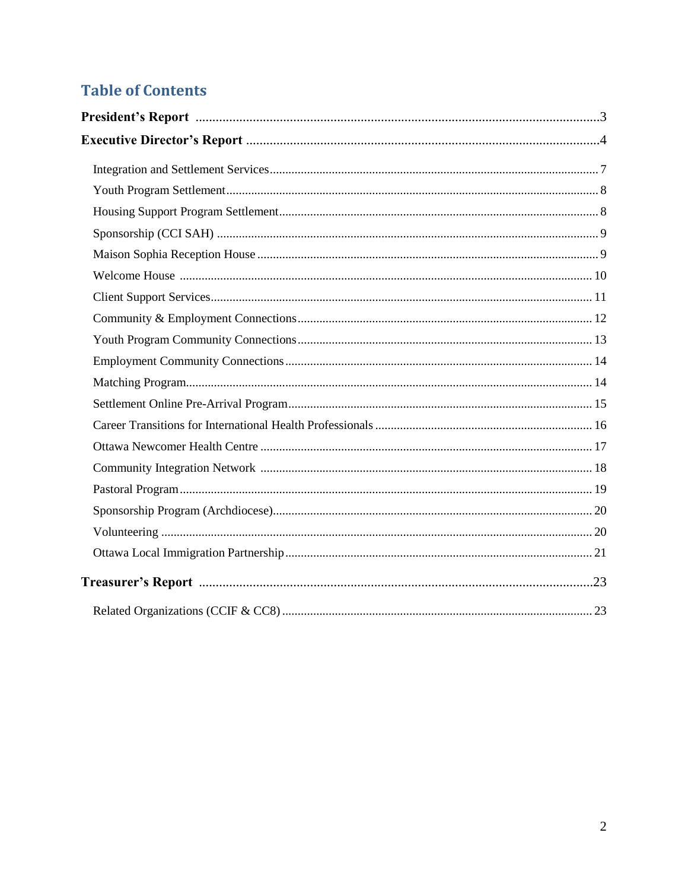## Table of Contents

**President's Report** .......................................................... 3

**Executive Director's Report** .......................................................... 4

- Integration and Settlement Services .......................................................... 7
- Youth Program Settlement .......................................................... 8
- Housing Support Program Settlement .......................................................... 8
- Sponsorship (CCI SAH) .......................................................... 9
- Maison Sophia Reception House .......................................................... 9
- Welcome House .......................................................... 10
- Client Support Services .......................................................... 11
- Community & Employment Connections .......................................................... 12
- Youth Program Community Connections .......................................................... 13
- Employment Community Connections .......................................................... 14
- Matching Program .......................................................... 14
- Settlement Online Pre-Arrival Program .......................................................... 15
- Career Transitions for International Health Professionals .......................................................... 16
- Ottawa Newcomer Health Centre .......................................................... 17
- Community Integration Network .......................................................... 18
- Pastoral Program .......................................................... 19
- Sponsorship Program (Archdiocese) .......................................................... 20
- Volunteering .......................................................... 20
- Ottawa Local Immigration Partnership .......................................................... 21

**Treasurer's Report** .......................................................... 23

- Related Organizations (CCIF & CC8) .......................................................... 23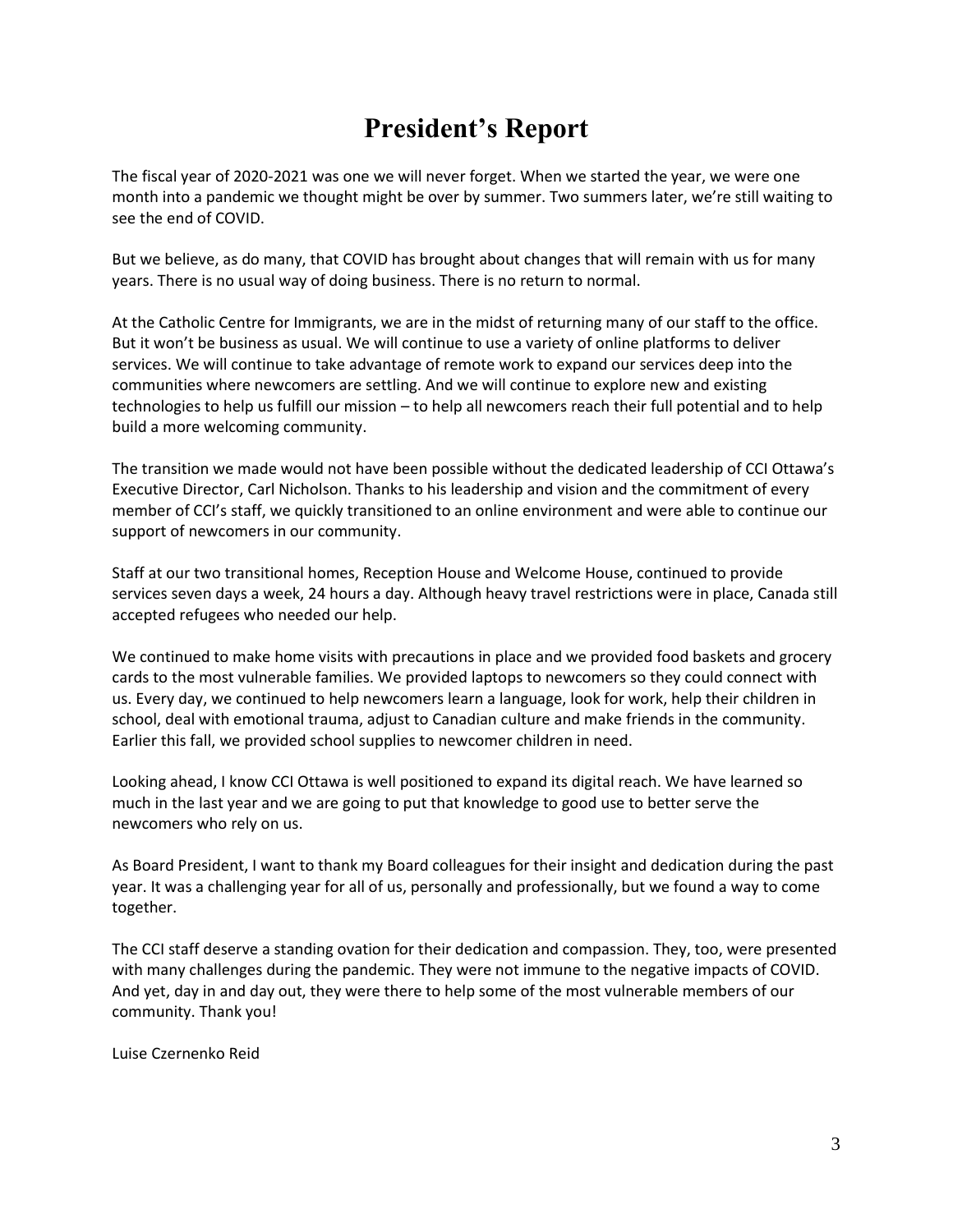# President's Report

The fiscal year of 2020-2021 was one we will never forget. When we started the year, we were one month into a pandemic we thought might be over by summer. Two summers later, we're still waiting to see the end of COVID.

But we believe, as do many, that COVID has brought about changes that will remain with us for many years. There is no usual way of doing business. There is no return to normal.

At the Catholic Centre for Immigrants, we are in the midst of returning many of our staff to the office. But it won't be business as usual. We will continue to use a variety of online platforms to deliver services. We will continue to take advantage of remote work to expand our services deep into the communities where newcomers are settling. And we will continue to explore new and existing technologies to help us fulfill our mission – to help all newcomers reach their full potential and to help build a more welcoming community.

The transition we made would not have been possible without the dedicated leadership of CCI Ottawa's Executive Director, Carl Nicholson. Thanks to his leadership and vision and the commitment of every member of CCI's staff, we quickly transitioned to an online environment and were able to continue our support of newcomers in our community.

Staff at our two transitional homes, Reception House and Welcome House, continued to provide services seven days a week, 24 hours a day. Although heavy travel restrictions were in place, Canada still accepted refugees who needed our help.

We continued to make home visits with precautions in place and we provided food baskets and grocery cards to the most vulnerable families. We provided laptops to newcomers so they could connect with us. Every day, we continued to help newcomers learn a language, look for work, help their children in school, deal with emotional trauma, adjust to Canadian culture and make friends in the community. Earlier this fall, we provided school supplies to newcomer children in need.

Looking ahead, I know CCI Ottawa is well positioned to expand its digital reach. We have learned so much in the last year and we are going to put that knowledge to good use to better serve the newcomers who rely on us.

As Board President, I want to thank my Board colleagues for their insight and dedication during the past year. It was a challenging year for all of us, personally and professionally, but we found a way to come together.

The CCI staff deserve a standing ovation for their dedication and compassion. They, too, were presented with many challenges during the pandemic. They were not immune to the negative impacts of COVID. And yet, day in and day out, they were there to help some of the most vulnerable members of our community. Thank you!

Luise Czernenko Reid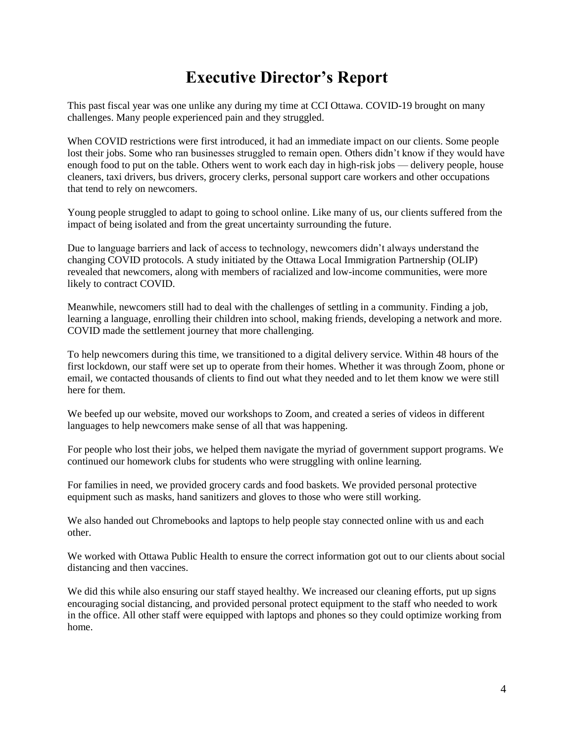# Executive Director's Report

This past fiscal year was one unlike any during my time at CCI Ottawa. COVID-19 brought on many challenges. Many people experienced pain and they struggled.

When COVID restrictions were first introduced, it had an immediate impact on our clients. Some people lost their jobs. Some who ran businesses struggled to remain open. Others didn't know if they would have enough food to put on the table. Others went to work each day in high-risk jobs — delivery people, house cleaners, taxi drivers, bus drivers, grocery clerks, personal support care workers and other occupations that tend to rely on newcomers.

Young people struggled to adapt to going to school online. Like many of us, our clients suffered from the impact of being isolated and from the great uncertainty surrounding the future.

Due to language barriers and lack of access to technology, newcomers didn't always understand the changing COVID protocols. A study initiated by the Ottawa Local Immigration Partnership (OLIP) revealed that newcomers, along with members of racialized and low-income communities, were more likely to contract COVID.

Meanwhile, newcomers still had to deal with the challenges of settling in a community. Finding a job, learning a language, enrolling their children into school, making friends, developing a network and more. COVID made the settlement journey that more challenging.

To help newcomers during this time, we transitioned to a digital delivery service. Within 48 hours of the first lockdown, our staff were set up to operate from their homes. Whether it was through Zoom, phone or email, we contacted thousands of clients to find out what they needed and to let them know we were still here for them.

We beefed up our website, moved our workshops to Zoom, and created a series of videos in different languages to help newcomers make sense of all that was happening.

For people who lost their jobs, we helped them navigate the myriad of government support programs. We continued our homework clubs for students who were struggling with online learning.

For families in need, we provided grocery cards and food baskets. We provided personal protective equipment such as masks, hand sanitizers and gloves to those who were still working.

We also handed out Chromebooks and laptops to help people stay connected online with us and each other.

We worked with Ottawa Public Health to ensure the correct information got out to our clients about social distancing and then vaccines.

We did this while also ensuring our staff stayed healthy. We increased our cleaning efforts, put up signs encouraging social distancing, and provided personal protect equipment to the staff who needed to work in the office. All other staff were equipped with laptops and phones so they could optimize working from home.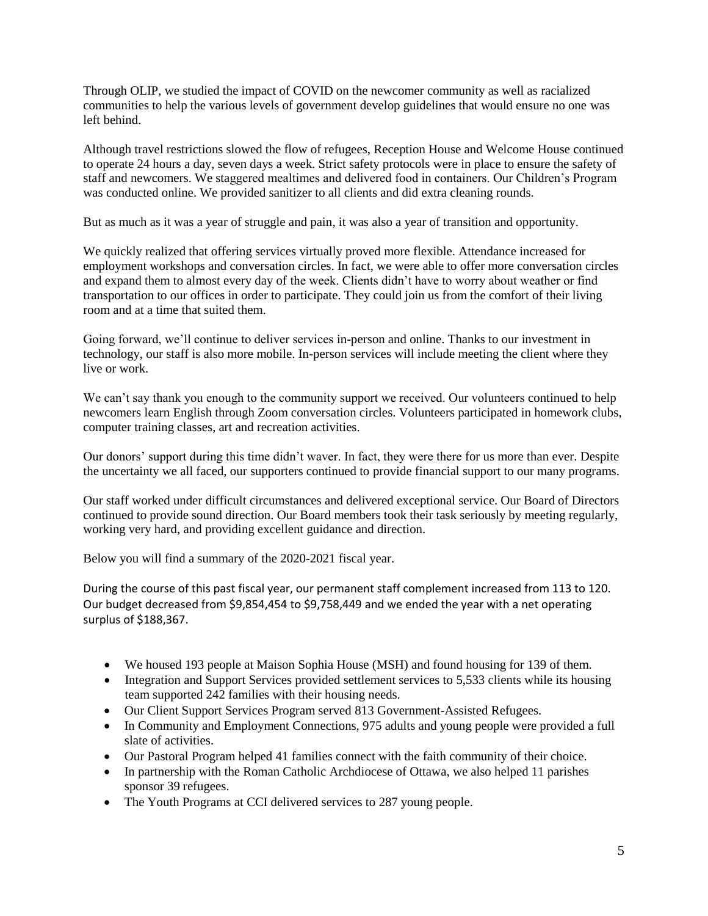Through OLIP, we studied the impact of COVID on the newcomer community as well as racialized communities to help the various levels of government develop guidelines that would ensure no one was left behind.

Although travel restrictions slowed the flow of refugees, Reception House and Welcome House continued to operate 24 hours a day, seven days a week. Strict safety protocols were in place to ensure the safety of staff and newcomers. We staggered mealtimes and delivered food in containers. Our Children's Program was conducted online. We provided sanitizer to all clients and did extra cleaning rounds.

But as much as it was a year of struggle and pain, it was also a year of transition and opportunity.

We quickly realized that offering services virtually proved more flexible. Attendance increased for employment workshops and conversation circles. In fact, we were able to offer more conversation circles and expand them to almost every day of the week. Clients didn't have to worry about weather or find transportation to our offices in order to participate. They could join us from the comfort of their living room and at a time that suited them.

Going forward, we'll continue to deliver services in-person and online. Thanks to our investment in technology, our staff is also more mobile. In-person services will include meeting the client where they live or work.

We can't say thank you enough to the community support we received. Our volunteers continued to help newcomers learn English through Zoom conversation circles. Volunteers participated in homework clubs, computer training classes, art and recreation activities.

Our donors' support during this time didn't waver. In fact, they were there for us more than ever. Despite the uncertainty we all faced, our supporters continued to provide financial support to our many programs.

Our staff worked under difficult circumstances and delivered exceptional service. Our Board of Directors continued to provide sound direction. Our Board members took their task seriously by meeting regularly, working very hard, and providing excellent guidance and direction.

Below you will find a summary of the 2020-2021 fiscal year.

During the course of this past fiscal year, our permanent staff complement increased from 113 to 120. Our budget decreased from $9,854,454 to $9,758,449 and we ended the year with a net operating surplus of $188,367.

- We housed 193 people at Maison Sophia House (MSH) and found housing for 139 of them.
- Integration and Support Services provided settlement services to 5,533 clients while its housing team supported 242 families with their housing needs.
- Our Client Support Services Program served 813 Government-Assisted Refugees.
- In Community and Employment Connections, 975 adults and young people were provided a full slate of activities.
- Our Pastoral Program helped 41 families connect with the faith community of their choice.
- In partnership with the Roman Catholic Archdiocese of Ottawa, we also helped 11 parishes sponsor 39 refugees.
- The Youth Programs at CCI delivered services to 287 young people.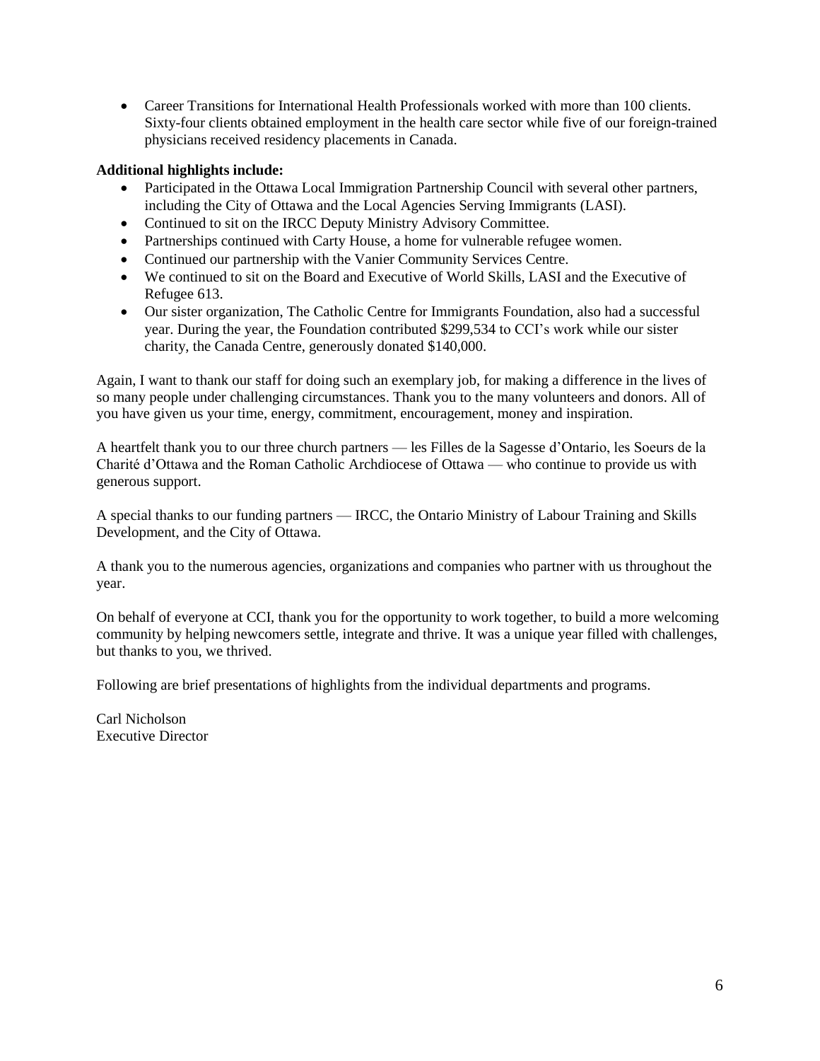- Career Transitions for International Health Professionals worked with more than 100 clients. Sixty-four clients obtained employment in the health care sector while five of our foreign-trained physicians received residency placements in Canada.

**Additional highlights include:**

- Participated in the Ottawa Local Immigration Partnership Council with several other partners, including the City of Ottawa and the Local Agencies Serving Immigrants (LASI).
- Continued to sit on the IRCC Deputy Ministry Advisory Committee.
- Partnerships continued with Carty House, a home for vulnerable refugee women.
- Continued our partnership with the Vanier Community Services Centre.
- We continued to sit on the Board and Executive of World Skills, LASI and the Executive of Refugee 613.
- Our sister organization, The Catholic Centre for Immigrants Foundation, also had a successful year. During the year, the Foundation contributed $299,534 to CCI's work while our sister charity, the Canada Centre, generously donated $140,000.

Again, I want to thank our staff for doing such an exemplary job, for making a difference in the lives of so many people under challenging circumstances. Thank you to the many volunteers and donors. All of you have given us your time, energy, commitment, encouragement, money and inspiration.

A heartfelt thank you to our three church partners — les Filles de la Sagesse d'Ontario, les Soeurs de la Charité d'Ottawa and the Roman Catholic Archdiocese of Ottawa — who continue to provide us with generous support.

A special thanks to our funding partners — IRCC, the Ontario Ministry of Labour Training and Skills Development, and the City of Ottawa.

A thank you to the numerous agencies, organizations and companies who partner with us throughout the year.

On behalf of everyone at CCI, thank you for the opportunity to work together, to build a more welcoming community by helping newcomers settle, integrate and thrive. It was a unique year filled with challenges, but thanks to you, we thrived.

Following are brief presentations of highlights from the individual departments and programs.

Carl Nicholson
Executive Director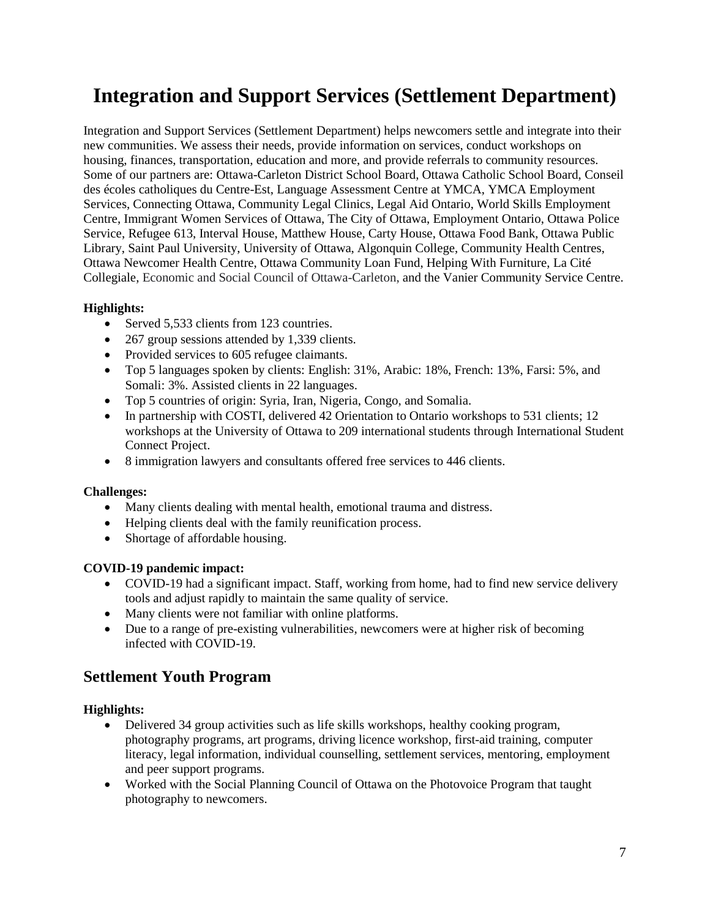# Integration and Support Services (Settlement Department)

Integration and Support Services (Settlement Department) helps newcomers settle and integrate into their new communities. We assess their needs, provide information on services, conduct workshops on housing, finances, transportation, education and more, and provide referrals to community resources. Some of our partners are: Ottawa-Carleton District School Board, Ottawa Catholic School Board, Conseil des écoles catholiques du Centre-Est, Language Assessment Centre at YMCA, YMCA Employment Services, Connecting Ottawa, Community Legal Clinics, Legal Aid Ontario, World Skills Employment Centre, Immigrant Women Services of Ottawa, The City of Ottawa, Employment Ontario, Ottawa Police Service, Refugee 613, Interval House, Matthew House, Carty House, Ottawa Food Bank, Ottawa Public Library, Saint Paul University, University of Ottawa, Algonquin College, Community Health Centres, Ottawa Newcomer Health Centre, Ottawa Community Loan Fund, Helping With Furniture, La Cité Collegiale, Economic and Social Council of Ottawa-Carleton, and the Vanier Community Service Centre.

**Highlights:**

- Served 5,533 clients from 123 countries.
- 267 group sessions attended by 1,339 clients.
- Provided services to 605 refugee claimants.
- Top 5 languages spoken by clients: English: 31%, Arabic: 18%, French: 13%, Farsi: 5%, and Somali: 3%. Assisted clients in 22 languages.
- Top 5 countries of origin: Syria, Iran, Nigeria, Congo, and Somalia.
- In partnership with COSTI, delivered 42 Orientation to Ontario workshops to 531 clients; 12 workshops at the University of Ottawa to 209 international students through International Student Connect Project.
- 8 immigration lawyers and consultants offered free services to 446 clients.

**Challenges:**

- Many clients dealing with mental health, emotional trauma and distress.
- Helping clients deal with the family reunification process.
- Shortage of affordable housing.

**COVID-19 pandemic impact:**

- COVID-19 had a significant impact. Staff, working from home, had to find new service delivery tools and adjust rapidly to maintain the same quality of service.
- Many clients were not familiar with online platforms.
- Due to a range of pre-existing vulnerabilities, newcomers were at higher risk of becoming infected with COVID-19.

## Settlement Youth Program

**Highlights:**

- Delivered 34 group activities such as life skills workshops, healthy cooking program, photography programs, art programs, driving licence workshop, first-aid training, computer literacy, legal information, individual counselling, settlement services, mentoring, employment and peer support programs.
- Worked with the Social Planning Council of Ottawa on the Photovoice Program that taught photography to newcomers.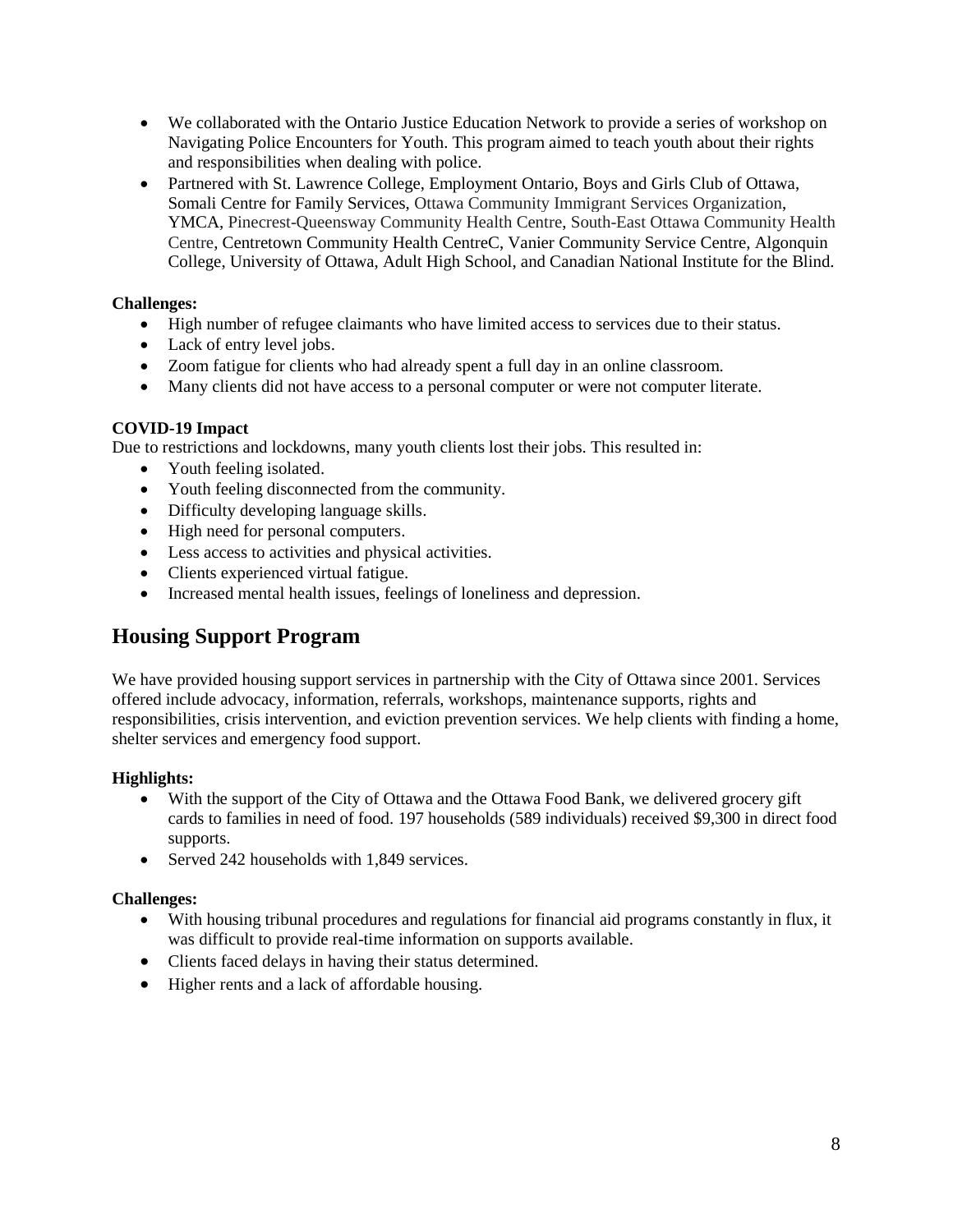- We collaborated with the Ontario Justice Education Network to provide a series of workshop on Navigating Police Encounters for Youth. This program aimed to teach youth about their rights and responsibilities when dealing with police.
- Partnered with St. Lawrence College, Employment Ontario, Boys and Girls Club of Ottawa, Somali Centre for Family Services, Ottawa Community Immigrant Services Organization, YMCA, Pinecrest-Queensway Community Health Centre, South-East Ottawa Community Health Centre, Centretown Community Health CentreC, Vanier Community Service Centre, Algonquin College, University of Ottawa, Adult High School, and Canadian National Institute for the Blind.

**Challenges:**

- High number of refugee claimants who have limited access to services due to their status.
- Lack of entry level jobs.
- Zoom fatigue for clients who had already spent a full day in an online classroom.
- Many clients did not have access to a personal computer or were not computer literate.

**COVID-19 Impact**

Due to restrictions and lockdowns, many youth clients lost their jobs. This resulted in:

- Youth feeling isolated.
- Youth feeling disconnected from the community.
- Difficulty developing language skills.
- High need for personal computers.
- Less access to activities and physical activities.
- Clients experienced virtual fatigue.
- Increased mental health issues, feelings of loneliness and depression.

## Housing Support Program

We have provided housing support services in partnership with the City of Ottawa since 2001. Services offered include advocacy, information, referrals, workshops, maintenance supports, rights and responsibilities, crisis intervention, and eviction prevention services. We help clients with finding a home, shelter services and emergency food support.

**Highlights:**

- With the support of the City of Ottawa and the Ottawa Food Bank, we delivered grocery gift cards to families in need of food. 197 households (589 individuals) received $9,300 in direct food supports.
- Served 242 households with 1,849 services.

**Challenges:**

- With housing tribunal procedures and regulations for financial aid programs constantly in flux, it was difficult to provide real-time information on supports available.
- Clients faced delays in having their status determined.
- Higher rents and a lack of affordable housing.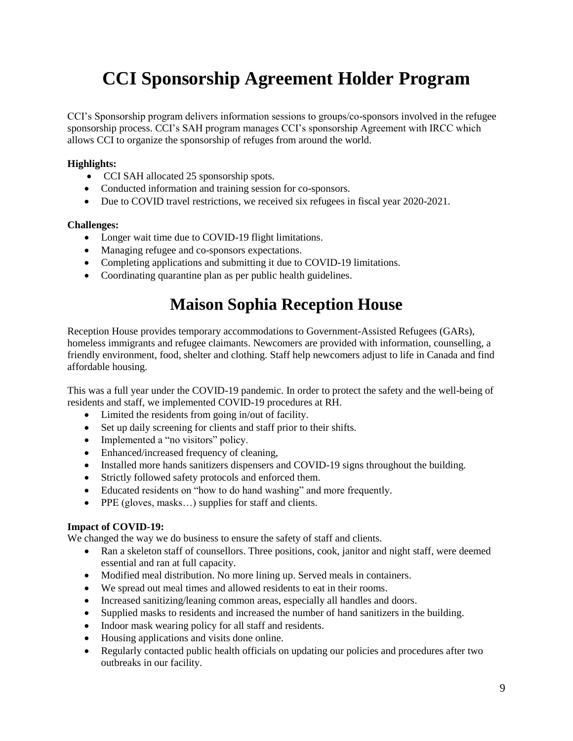# CCI Sponsorship Agreement Holder Program

CCI's Sponsorship program delivers information sessions to groups/co-sponsors involved in the refugee sponsorship process. CCI's SAH program manages CCI's sponsorship Agreement with IRCC which allows CCI to organize the sponsorship of refuges from around the world.

**Highlights:**

- CCI SAH allocated 25 sponsorship spots.
- Conducted information and training session for co-sponsors.
- Due to COVID travel restrictions, we received six refugees in fiscal year 2020-2021.

**Challenges:**

- Longer wait time due to COVID-19 flight limitations.
- Managing refugee and co-sponsors expectations.
- Completing applications and submitting it due to COVID-19 limitations.
- Coordinating quarantine plan as per public health guidelines.

# Maison Sophia Reception House

Reception House provides temporary accommodations to Government-Assisted Refugees (GARs), homeless immigrants and refugee claimants. Newcomers are provided with information, counselling, a friendly environment, food, shelter and clothing. Staff help newcomers adjust to life in Canada and find affordable housing.

This was a full year under the COVID-19 pandemic. In order to protect the safety and the well-being of residents and staff, we implemented COVID-19 procedures at RH.

- Limited the residents from going in/out of facility.
- Set up daily screening for clients and staff prior to their shifts.
- Implemented a "no visitors" policy.
- Enhanced/increased frequency of cleaning,
- Installed more hands sanitizers dispensers and COVID-19 signs throughout the building.
- Strictly followed safety protocols and enforced them.
- Educated residents on "how to do hand washing" and more frequently.
- PPE (gloves, masks…) supplies for staff and clients.

**Impact of COVID-19:**

We changed the way we do business to ensure the safety of staff and clients.

- Ran a skeleton staff of counsellors. Three positions, cook, janitor and night staff, were deemed essential and ran at full capacity.
- Modified meal distribution. No more lining up. Served meals in containers.
- We spread out meal times and allowed residents to eat in their rooms.
- Increased sanitizing/leaning common areas, especially all handles and doors.
- Supplied masks to residents and increased the number of hand sanitizers in the building.
- Indoor mask wearing policy for all staff and residents.
- Housing applications and visits done online.
- Regularly contacted public health officials on updating our policies and procedures after two outbreaks in our facility.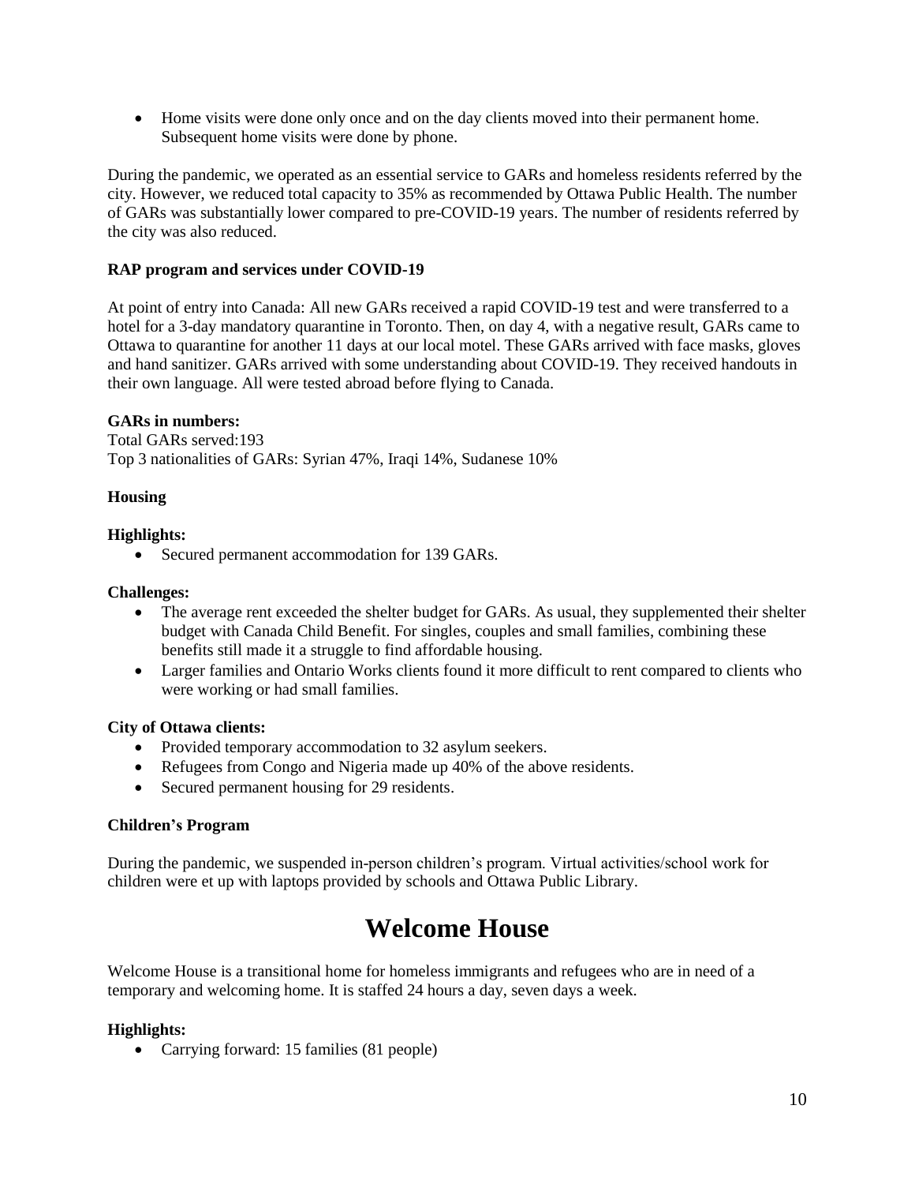- Home visits were done only once and on the day clients moved into their permanent home. Subsequent home visits were done by phone.

During the pandemic, we operated as an essential service to GARs and homeless residents referred by the city. However, we reduced total capacity to 35% as recommended by Ottawa Public Health. The number of GARs was substantially lower compared to pre-COVID-19 years. The number of residents referred by the city was also reduced.

**RAP program and services under COVID-19**

At point of entry into Canada: All new GARs received a rapid COVID-19 test and were transferred to a hotel for a 3-day mandatory quarantine in Toronto. Then, on day 4, with a negative result, GARs came to Ottawa to quarantine for another 11 days at our local motel. These GARs arrived with face masks, gloves and hand sanitizer. GARs arrived with some understanding about COVID-19. They received handouts in their own language. All were tested abroad before flying to Canada.

**GARs in numbers:**
Total GARs served:193
Top 3 nationalities of GARs: Syrian 47%, Iraqi 14%, Sudanese 10%

**Housing**

**Highlights:**

- Secured permanent accommodation for 139 GARs.

**Challenges:**

- The average rent exceeded the shelter budget for GARs. As usual, they supplemented their shelter budget with Canada Child Benefit. For singles, couples and small families, combining these benefits still made it a struggle to find affordable housing.
- Larger families and Ontario Works clients found it more difficult to rent compared to clients who were working or had small families.

**City of Ottawa clients:**

- Provided temporary accommodation to 32 asylum seekers.
- Refugees from Congo and Nigeria made up 40% of the above residents.
- Secured permanent housing for 29 residents.

**Children's Program**

During the pandemic, we suspended in-person children's program. Virtual activities/school work for children were et up with laptops provided by schools and Ottawa Public Library.

# Welcome House

Welcome House is a transitional home for homeless immigrants and refugees who are in need of a temporary and welcoming home. It is staffed 24 hours a day, seven days a week.

**Highlights:**

- Carrying forward: 15 families (81 people)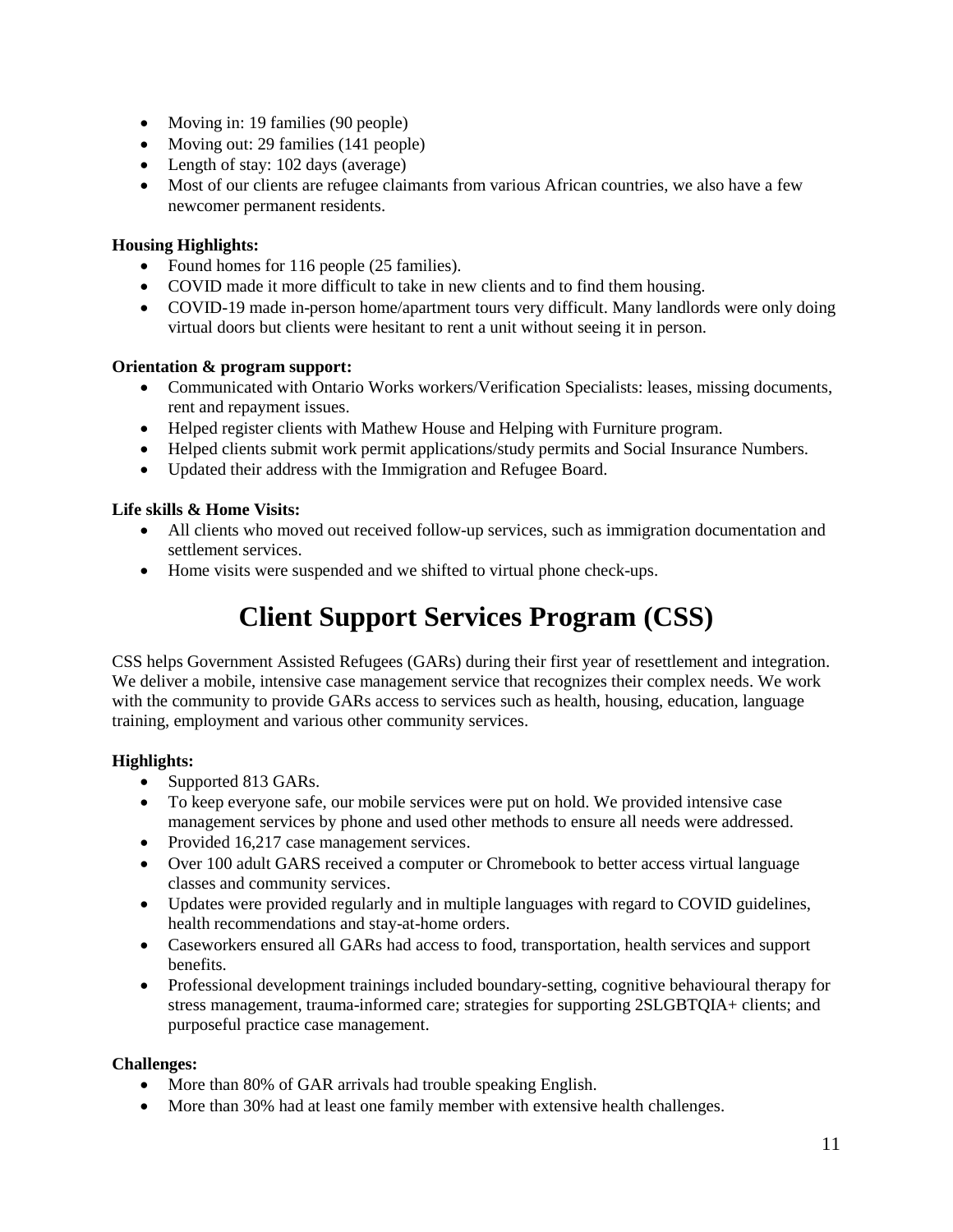- Moving in: 19 families (90 people)
- Moving out: 29 families (141 people)
- Length of stay: 102 days (average)
- Most of our clients are refugee claimants from various African countries, we also have a few newcomer permanent residents.

**Housing Highlights:**

- Found homes for 116 people (25 families).
- COVID made it more difficult to take in new clients and to find them housing.
- COVID-19 made in-person home/apartment tours very difficult. Many landlords were only doing virtual doors but clients were hesitant to rent a unit without seeing it in person.

**Orientation & program support:**

- Communicated with Ontario Works workers/Verification Specialists: leases, missing documents, rent and repayment issues.
- Helped register clients with Mathew House and Helping with Furniture program.
- Helped clients submit work permit applications/study permits and Social Insurance Numbers.
- Updated their address with the Immigration and Refugee Board.

**Life skills & Home Visits:**

- All clients who moved out received follow-up services, such as immigration documentation and settlement services.
- Home visits were suspended and we shifted to virtual phone check-ups.

# Client Support Services Program (CSS)

CSS helps Government Assisted Refugees (GARs) during their first year of resettlement and integration. We deliver a mobile, intensive case management service that recognizes their complex needs. We work with the community to provide GARs access to services such as health, housing, education, language training, employment and various other community services.

**Highlights:**

- Supported 813 GARs.
- To keep everyone safe, our mobile services were put on hold. We provided intensive case management services by phone and used other methods to ensure all needs were addressed.
- Provided 16,217 case management services.
- Over 100 adult GARS received a computer or Chromebook to better access virtual language classes and community services.
- Updates were provided regularly and in multiple languages with regard to COVID guidelines, health recommendations and stay-at-home orders.
- Caseworkers ensured all GARs had access to food, transportation, health services and support benefits.
- Professional development trainings included boundary-setting, cognitive behavioural therapy for stress management, trauma-informed care; strategies for supporting 2SLGBTQIA+ clients; and purposeful practice case management.

**Challenges:**

- More than 80% of GAR arrivals had trouble speaking English.
- More than 30% had at least one family member with extensive health challenges.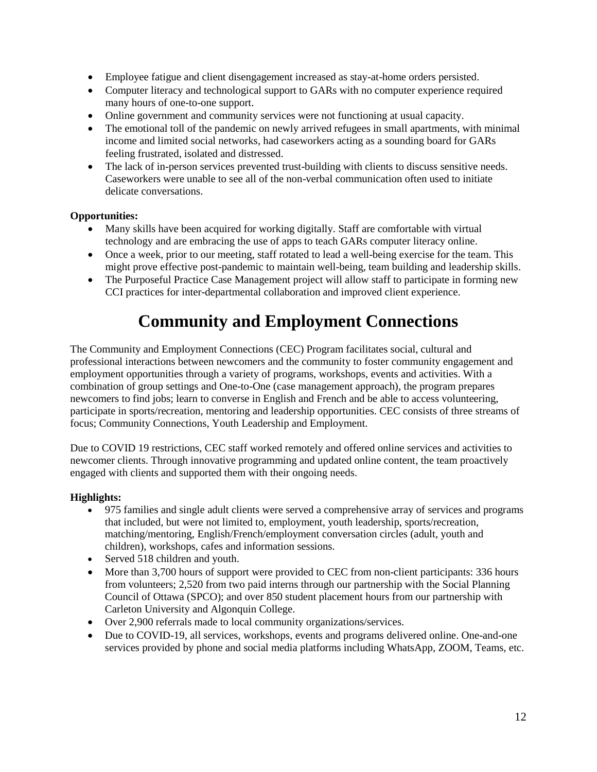- Employee fatigue and client disengagement increased as stay-at-home orders persisted.
- Computer literacy and technological support to GARs with no computer experience required many hours of one-to-one support.
- Online government and community services were not functioning at usual capacity.
- The emotional toll of the pandemic on newly arrived refugees in small apartments, with minimal income and limited social networks, had caseworkers acting as a sounding board for GARs feeling frustrated, isolated and distressed.
- The lack of in-person services prevented trust-building with clients to discuss sensitive needs. Caseworkers were unable to see all of the non-verbal communication often used to initiate delicate conversations.

**Opportunities:**

- Many skills have been acquired for working digitally. Staff are comfortable with virtual technology and are embracing the use of apps to teach GARs computer literacy online.
- Once a week, prior to our meeting, staff rotated to lead a well-being exercise for the team. This might prove effective post-pandemic to maintain well-being, team building and leadership skills.
- The Purposeful Practice Case Management project will allow staff to participate in forming new CCI practices for inter-departmental collaboration and improved client experience.

# Community and Employment Connections

The Community and Employment Connections (CEC) Program facilitates social, cultural and professional interactions between newcomers and the community to foster community engagement and employment opportunities through a variety of programs, workshops, events and activities. With a combination of group settings and One-to-One (case management approach), the program prepares newcomers to find jobs; learn to converse in English and French and be able to access volunteering, participate in sports/recreation, mentoring and leadership opportunities. CEC consists of three streams of focus; Community Connections, Youth Leadership and Employment.

Due to COVID 19 restrictions, CEC staff worked remotely and offered online services and activities to newcomer clients. Through innovative programming and updated online content, the team proactively engaged with clients and supported them with their ongoing needs.

**Highlights:**

- 975 families and single adult clients were served a comprehensive array of services and programs that included, but were not limited to, employment, youth leadership, sports/recreation, matching/mentoring, English/French/employment conversation circles (adult, youth and children), workshops, cafes and information sessions.
- Served 518 children and youth.
- More than 3,700 hours of support were provided to CEC from non-client participants: 336 hours from volunteers; 2,520 from two paid interns through our partnership with the Social Planning Council of Ottawa (SPCO); and over 850 student placement hours from our partnership with Carleton University and Algonquin College.
- Over 2,900 referrals made to local community organizations/services.
- Due to COVID-19, all services, workshops, events and programs delivered online. One-and-one services provided by phone and social media platforms including WhatsApp, ZOOM, Teams, etc.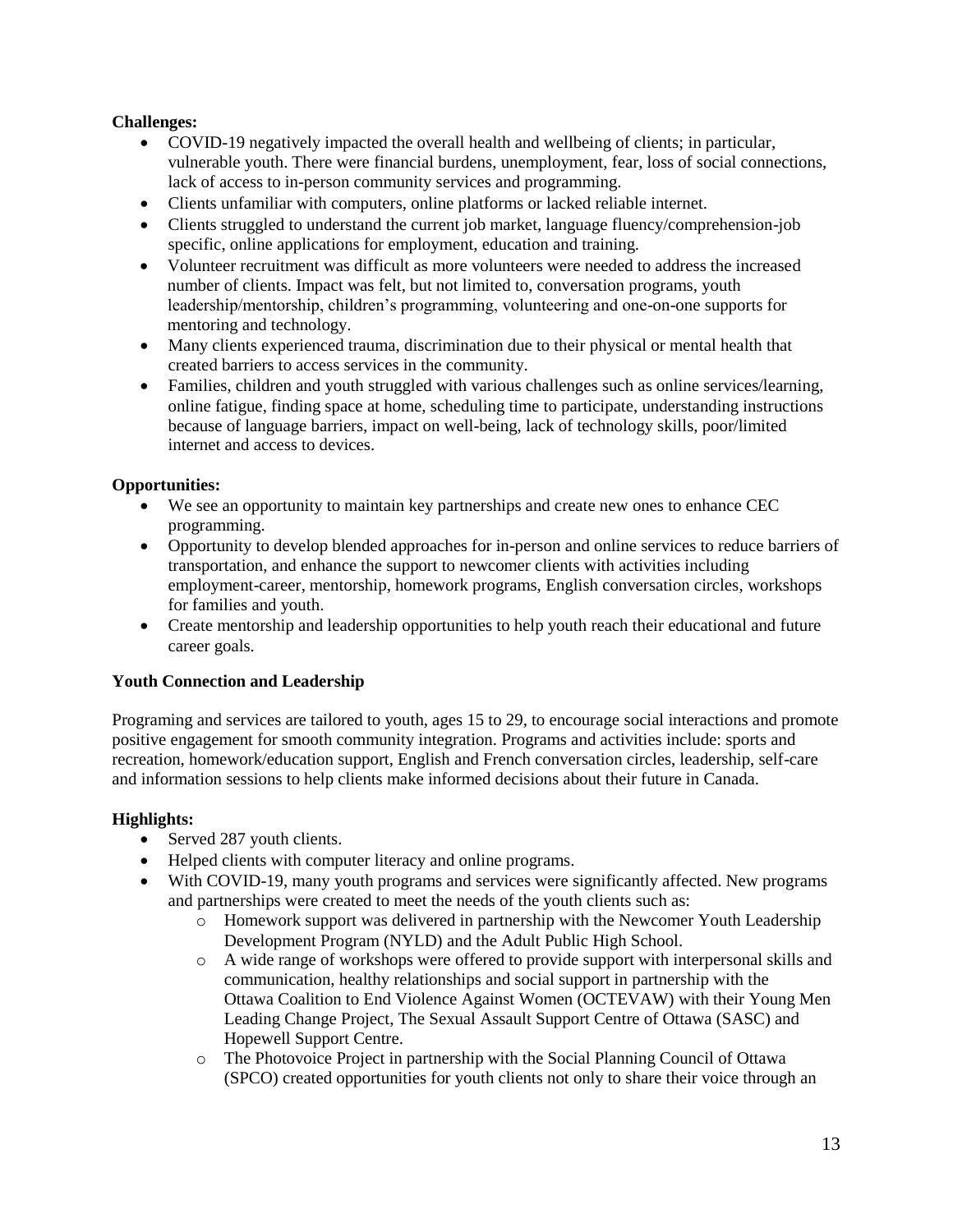**Challenges:**

- COVID-19 negatively impacted the overall health and wellbeing of clients; in particular, vulnerable youth. There were financial burdens, unemployment, fear, loss of social connections, lack of access to in-person community services and programming.
- Clients unfamiliar with computers, online platforms or lacked reliable internet.
- Clients struggled to understand the current job market, language fluency/comprehension-job specific, online applications for employment, education and training.
- Volunteer recruitment was difficult as more volunteers were needed to address the increased number of clients. Impact was felt, but not limited to, conversation programs, youth leadership/mentorship, children's programming, volunteering and one-on-one supports for mentoring and technology.
- Many clients experienced trauma, discrimination due to their physical or mental health that created barriers to access services in the community.
- Families, children and youth struggled with various challenges such as online services/learning, online fatigue, finding space at home, scheduling time to participate, understanding instructions because of language barriers, impact on well-being, lack of technology skills, poor/limited internet and access to devices.

**Opportunities:**

- We see an opportunity to maintain key partnerships and create new ones to enhance CEC programming.
- Opportunity to develop blended approaches for in-person and online services to reduce barriers of transportation, and enhance the support to newcomer clients with activities including employment-career, mentorship, homework programs, English conversation circles, workshops for families and youth.
- Create mentorship and leadership opportunities to help youth reach their educational and future career goals.

**Youth Connection and Leadership**

Programing and services are tailored to youth, ages 15 to 29, to encourage social interactions and promote positive engagement for smooth community integration. Programs and activities include: sports and recreation, homework/education support, English and French conversation circles, leadership, self-care and information sessions to help clients make informed decisions about their future in Canada.

**Highlights:**

- Served 287 youth clients.
- Helped clients with computer literacy and online programs.
- With COVID-19, many youth programs and services were significantly affected. New programs and partnerships were created to meet the needs of the youth clients such as:
  - Homework support was delivered in partnership with the Newcomer Youth Leadership Development Program (NYLD) and the Adult Public High School.
  - A wide range of workshops were offered to provide support with interpersonal skills and communication, healthy relationships and social support in partnership with the Ottawa Coalition to End Violence Against Women (OCTEVAW) with their Young Men Leading Change Project, The Sexual Assault Support Centre of Ottawa (SASC) and Hopewell Support Centre.
  - The Photovoice Project in partnership with the Social Planning Council of Ottawa (SPCO) created opportunities for youth clients not only to share their voice through an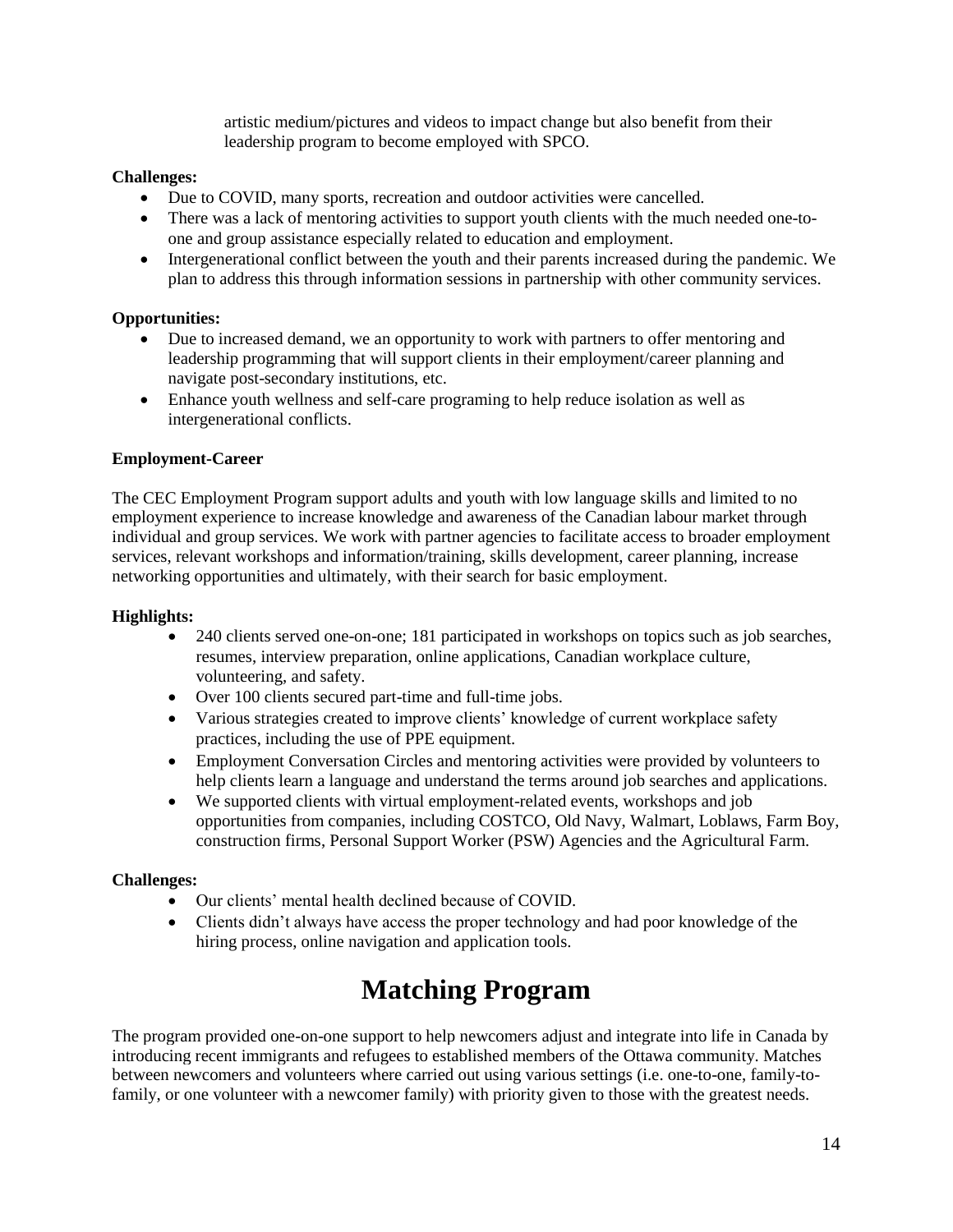artistic medium/pictures and videos to impact change but also benefit from their leadership program to become employed with SPCO.

**Challenges:**

- Due to COVID, many sports, recreation and outdoor activities were cancelled.
- There was a lack of mentoring activities to support youth clients with the much needed one-to-one and group assistance especially related to education and employment.
- Intergenerational conflict between the youth and their parents increased during the pandemic. We plan to address this through information sessions in partnership with other community services.

**Opportunities:**

- Due to increased demand, we an opportunity to work with partners to offer mentoring and leadership programming that will support clients in their employment/career planning and navigate post-secondary institutions, etc.
- Enhance youth wellness and self-care programing to help reduce isolation as well as intergenerational conflicts.

**Employment-Career**

The CEC Employment Program support adults and youth with low language skills and limited to no employment experience to increase knowledge and awareness of the Canadian labour market through individual and group services. We work with partner agencies to facilitate access to broader employment services, relevant workshops and information/training, skills development, career planning, increase networking opportunities and ultimately, with their search for basic employment.

**Highlights:**

- 240 clients served one-on-one; 181 participated in workshops on topics such as job searches, resumes, interview preparation, online applications, Canadian workplace culture, volunteering, and safety.
- Over 100 clients secured part-time and full-time jobs.
- Various strategies created to improve clients' knowledge of current workplace safety practices, including the use of PPE equipment.
- Employment Conversation Circles and mentoring activities were provided by volunteers to help clients learn a language and understand the terms around job searches and applications.
- We supported clients with virtual employment-related events, workshops and job opportunities from companies, including COSTCO, Old Navy, Walmart, Loblaws, Farm Boy, construction firms, Personal Support Worker (PSW) Agencies and the Agricultural Farm.

**Challenges:**

- Our clients' mental health declined because of COVID.
- Clients didn't always have access the proper technology and had poor knowledge of the hiring process, online navigation and application tools.

# Matching Program

The program provided one-on-one support to help newcomers adjust and integrate into life in Canada by introducing recent immigrants and refugees to established members of the Ottawa community. Matches between newcomers and volunteers where carried out using various settings (i.e. one-to-one, family-to-family, or one volunteer with a newcomer family) with priority given to those with the greatest needs.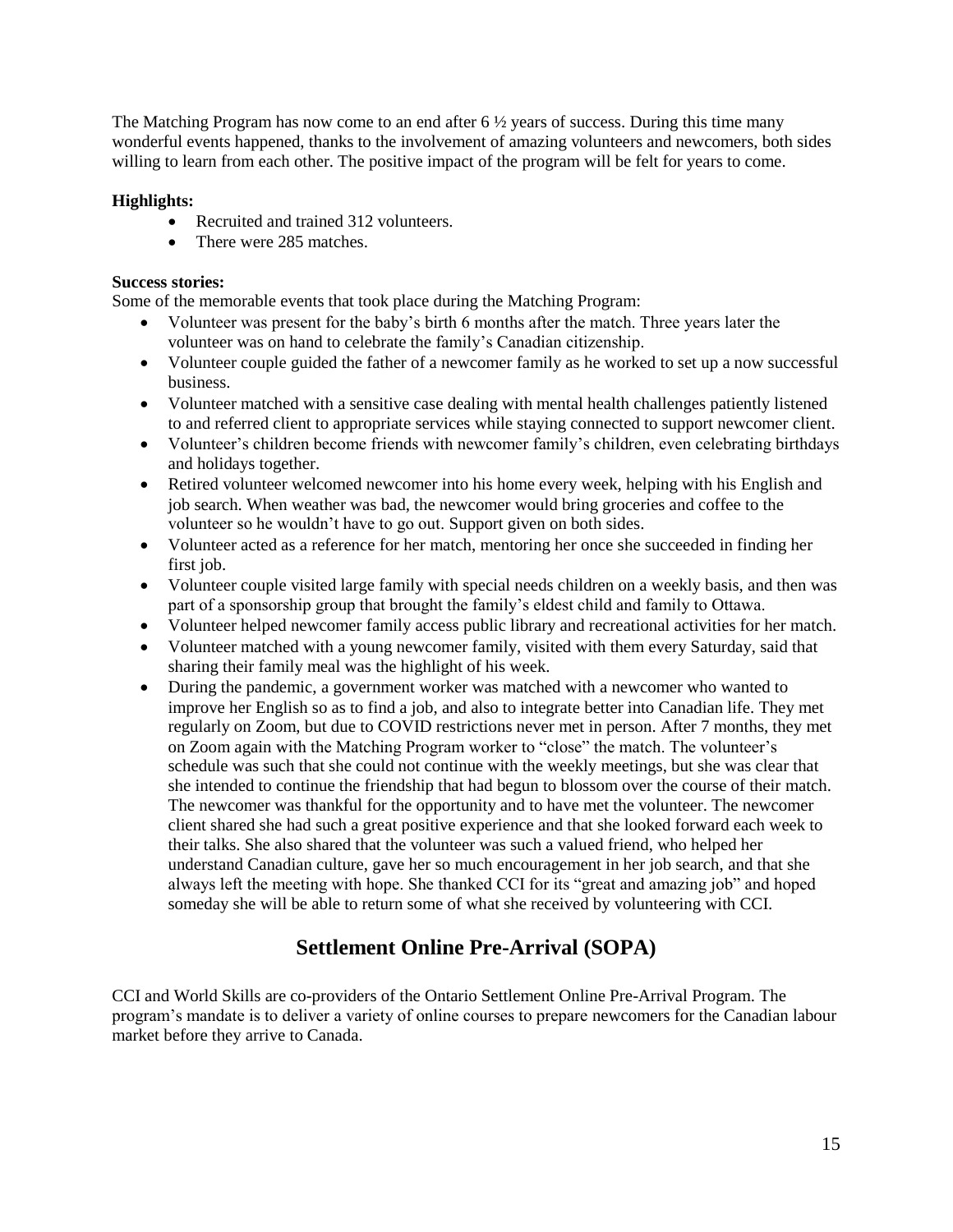The Matching Program has now come to an end after 6 ½ years of success. During this time many wonderful events happened, thanks to the involvement of amazing volunteers and newcomers, both sides willing to learn from each other. The positive impact of the program will be felt for years to come.

**Highlights:**

- Recruited and trained 312 volunteers.
- There were 285 matches.

**Success stories:**

Some of the memorable events that took place during the Matching Program:

- Volunteer was present for the baby's birth 6 months after the match. Three years later the volunteer was on hand to celebrate the family's Canadian citizenship.
- Volunteer couple guided the father of a newcomer family as he worked to set up a now successful business.
- Volunteer matched with a sensitive case dealing with mental health challenges patiently listened to and referred client to appropriate services while staying connected to support newcomer client.
- Volunteer's children become friends with newcomer family's children, even celebrating birthdays and holidays together.
- Retired volunteer welcomed newcomer into his home every week, helping with his English and job search. When weather was bad, the newcomer would bring groceries and coffee to the volunteer so he wouldn't have to go out. Support given on both sides.
- Volunteer acted as a reference for her match, mentoring her once she succeeded in finding her first job.
- Volunteer couple visited large family with special needs children on a weekly basis, and then was part of a sponsorship group that brought the family's eldest child and family to Ottawa.
- Volunteer helped newcomer family access public library and recreational activities for her match.
- Volunteer matched with a young newcomer family, visited with them every Saturday, said that sharing their family meal was the highlight of his week.
- During the pandemic, a government worker was matched with a newcomer who wanted to improve her English so as to find a job, and also to integrate better into Canadian life. They met regularly on Zoom, but due to COVID restrictions never met in person. After 7 months, they met on Zoom again with the Matching Program worker to "close" the match. The volunteer's schedule was such that she could not continue with the weekly meetings, but she was clear that she intended to continue the friendship that had begun to blossom over the course of their match. The newcomer was thankful for the opportunity and to have met the volunteer. The newcomer client shared she had such a great positive experience and that she looked forward each week to their talks. She also shared that the volunteer was such a valued friend, who helped her understand Canadian culture, gave her so much encouragement in her job search, and that she always left the meeting with hope. She thanked CCI for its "great and amazing job" and hoped someday she will be able to return some of what she received by volunteering with CCI.

## Settlement Online Pre-Arrival (SOPA)

CCI and World Skills are co-providers of the Ontario Settlement Online Pre-Arrival Program. The program's mandate is to deliver a variety of online courses to prepare newcomers for the Canadian labour market before they arrive to Canada.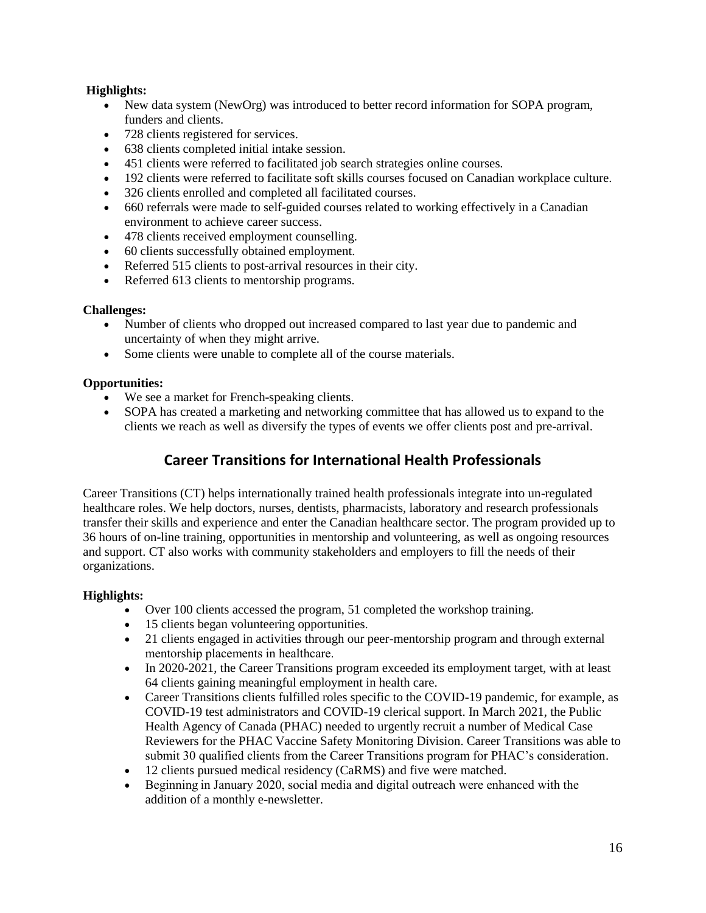**Highlights:**

- New data system (NewOrg) was introduced to better record information for SOPA program, funders and clients.
- 728 clients registered for services.
- 638 clients completed initial intake session.
- 451 clients were referred to facilitated job search strategies online courses.
- 192 clients were referred to facilitate soft skills courses focused on Canadian workplace culture.
- 326 clients enrolled and completed all facilitated courses.
- 660 referrals were made to self-guided courses related to working effectively in a Canadian environment to achieve career success.
- 478 clients received employment counselling.
- 60 clients successfully obtained employment.
- Referred 515 clients to post-arrival resources in their city.
- Referred 613 clients to mentorship programs.

**Challenges:**

- Number of clients who dropped out increased compared to last year due to pandemic and uncertainty of when they might arrive.
- Some clients were unable to complete all of the course materials.

**Opportunities:**

- We see a market for French-speaking clients.
- SOPA has created a marketing and networking committee that has allowed us to expand to the clients we reach as well as diversify the types of events we offer clients post and pre-arrival.

## Career Transitions for International Health Professionals

Career Transitions (CT) helps internationally trained health professionals integrate into un-regulated healthcare roles. We help doctors, nurses, dentists, pharmacists, laboratory and research professionals transfer their skills and experience and enter the Canadian healthcare sector. The program provided up to 36 hours of on-line training, opportunities in mentorship and volunteering, as well as ongoing resources and support. CT also works with community stakeholders and employers to fill the needs of their organizations.

**Highlights:**

- Over 100 clients accessed the program, 51 completed the workshop training.
- 15 clients began volunteering opportunities.
- 21 clients engaged in activities through our peer-mentorship program and through external mentorship placements in healthcare.
- In 2020-2021, the Career Transitions program exceeded its employment target, with at least 64 clients gaining meaningful employment in health care.
- Career Transitions clients fulfilled roles specific to the COVID-19 pandemic, for example, as COVID-19 test administrators and COVID-19 clerical support. In March 2021, the Public Health Agency of Canada (PHAC) needed to urgently recruit a number of Medical Case Reviewers for the PHAC Vaccine Safety Monitoring Division. Career Transitions was able to submit 30 qualified clients from the Career Transitions program for PHAC's consideration.
- 12 clients pursued medical residency (CaRMS) and five were matched.
- Beginning in January 2020, social media and digital outreach were enhanced with the addition of a monthly e-newsletter.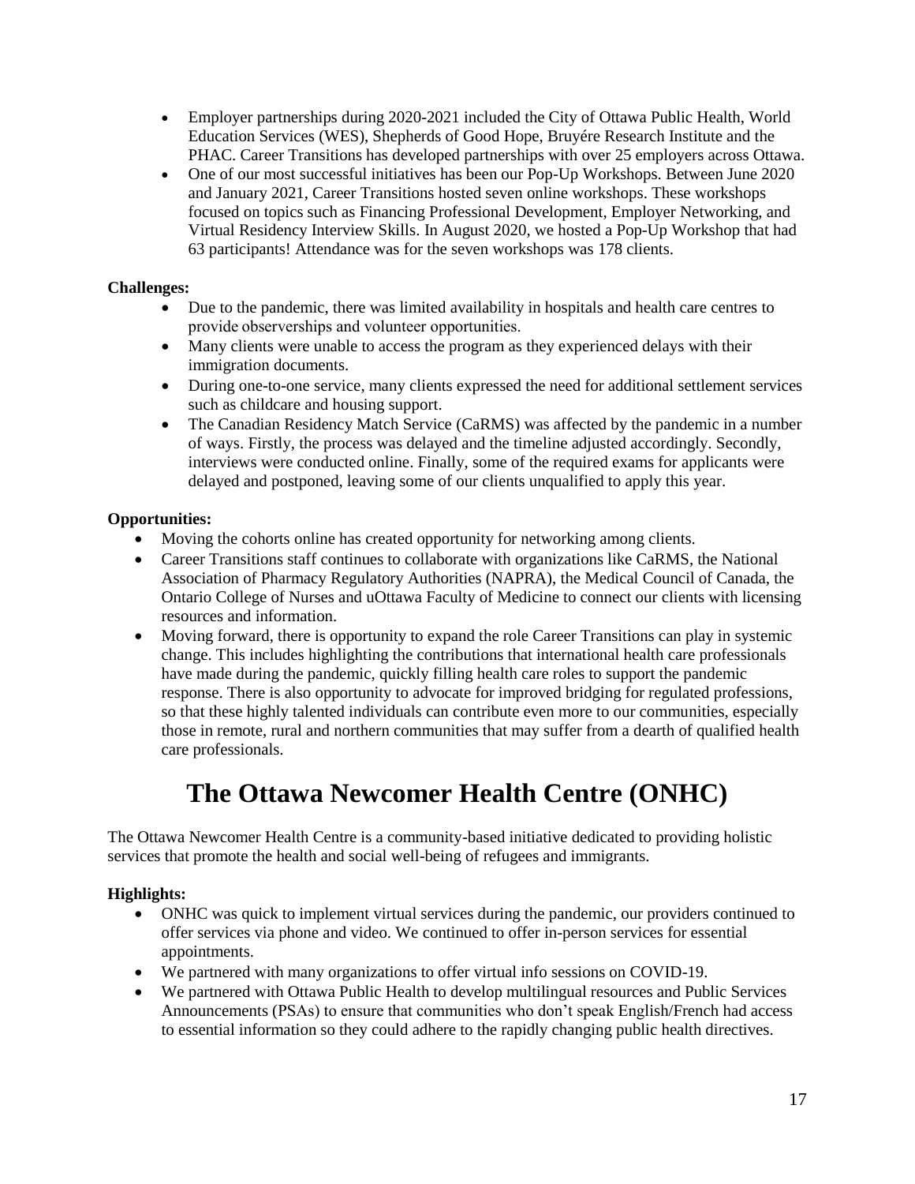- Employer partnerships during 2020-2021 included the City of Ottawa Public Health, World Education Services (WES), Shepherds of Good Hope, Bruyére Research Institute and the PHAC. Career Transitions has developed partnerships with over 25 employers across Ottawa.
- One of our most successful initiatives has been our Pop-Up Workshops. Between June 2020 and January 2021, Career Transitions hosted seven online workshops. These workshops focused on topics such as Financing Professional Development, Employer Networking, and Virtual Residency Interview Skills. In August 2020, we hosted a Pop-Up Workshop that had 63 participants! Attendance was for the seven workshops was 178 clients.

**Challenges:**

- Due to the pandemic, there was limited availability in hospitals and health care centres to provide observerships and volunteer opportunities.
- Many clients were unable to access the program as they experienced delays with their immigration documents.
- During one-to-one service, many clients expressed the need for additional settlement services such as childcare and housing support.
- The Canadian Residency Match Service (CaRMS) was affected by the pandemic in a number of ways. Firstly, the process was delayed and the timeline adjusted accordingly. Secondly, interviews were conducted online. Finally, some of the required exams for applicants were delayed and postponed, leaving some of our clients unqualified to apply this year.

**Opportunities:**

- Moving the cohorts online has created opportunity for networking among clients.
- Career Transitions staff continues to collaborate with organizations like CaRMS, the National Association of Pharmacy Regulatory Authorities (NAPRA), the Medical Council of Canada, the Ontario College of Nurses and uOttawa Faculty of Medicine to connect our clients with licensing resources and information.
- Moving forward, there is opportunity to expand the role Career Transitions can play in systemic change. This includes highlighting the contributions that international health care professionals have made during the pandemic, quickly filling health care roles to support the pandemic response. There is also opportunity to advocate for improved bridging for regulated professions, so that these highly talented individuals can contribute even more to our communities, especially those in remote, rural and northern communities that may suffer from a dearth of qualified health care professionals.

# The Ottawa Newcomer Health Centre (ONHC)

The Ottawa Newcomer Health Centre is a community-based initiative dedicated to providing holistic services that promote the health and social well-being of refugees and immigrants.

**Highlights:**

- ONHC was quick to implement virtual services during the pandemic, our providers continued to offer services via phone and video. We continued to offer in-person services for essential appointments.
- We partnered with many organizations to offer virtual info sessions on COVID-19.
- We partnered with Ottawa Public Health to develop multilingual resources and Public Services Announcements (PSAs) to ensure that communities who don't speak English/French had access to essential information so they could adhere to the rapidly changing public health directives.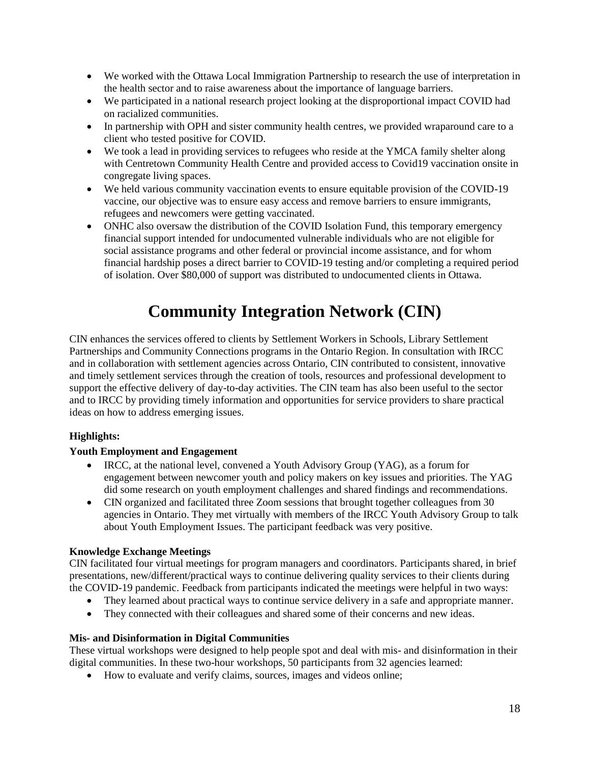- We worked with the Ottawa Local Immigration Partnership to research the use of interpretation in the health sector and to raise awareness about the importance of language barriers.
- We participated in a national research project looking at the disproportional impact COVID had on racialized communities.
- In partnership with OPH and sister community health centres, we provided wraparound care to a client who tested positive for COVID.
- We took a lead in providing services to refugees who reside at the YMCA family shelter along with Centretown Community Health Centre and provided access to Covid19 vaccination onsite in congregate living spaces.
- We held various community vaccination events to ensure equitable provision of the COVID-19 vaccine, our objective was to ensure easy access and remove barriers to ensure immigrants, refugees and newcomers were getting vaccinated.
- ONHC also oversaw the distribution of the COVID Isolation Fund, this temporary emergency financial support intended for undocumented vulnerable individuals who are not eligible for social assistance programs and other federal or provincial income assistance, and for whom financial hardship poses a direct barrier to COVID-19 testing and/or completing a required period of isolation. Over $80,000 of support was distributed to undocumented clients in Ottawa.

# Community Integration Network (CIN)

CIN enhances the services offered to clients by Settlement Workers in Schools, Library Settlement Partnerships and Community Connections programs in the Ontario Region. In consultation with IRCC and in collaboration with settlement agencies across Ontario, CIN contributed to consistent, innovative and timely settlement services through the creation of tools, resources and professional development to support the effective delivery of day-to-day activities. The CIN team has also been useful to the sector and to IRCC by providing timely information and opportunities for service providers to share practical ideas on how to address emerging issues.

**Highlights:**

**Youth Employment and Engagement**

- IRCC, at the national level, convened a Youth Advisory Group (YAG), as a forum for engagement between newcomer youth and policy makers on key issues and priorities. The YAG did some research on youth employment challenges and shared findings and recommendations.
- CIN organized and facilitated three Zoom sessions that brought together colleagues from 30 agencies in Ontario. They met virtually with members of the IRCC Youth Advisory Group to talk about Youth Employment Issues. The participant feedback was very positive.

**Knowledge Exchange Meetings**

CIN facilitated four virtual meetings for program managers and coordinators. Participants shared, in brief presentations, new/different/practical ways to continue delivering quality services to their clients during the COVID-19 pandemic. Feedback from participants indicated the meetings were helpful in two ways:

- They learned about practical ways to continue service delivery in a safe and appropriate manner.
- They connected with their colleagues and shared some of their concerns and new ideas.

**Mis- and Disinformation in Digital Communities**

These virtual workshops were designed to help people spot and deal with mis- and disinformation in their digital communities. In these two-hour workshops, 50 participants from 32 agencies learned:

- How to evaluate and verify claims, sources, images and videos online;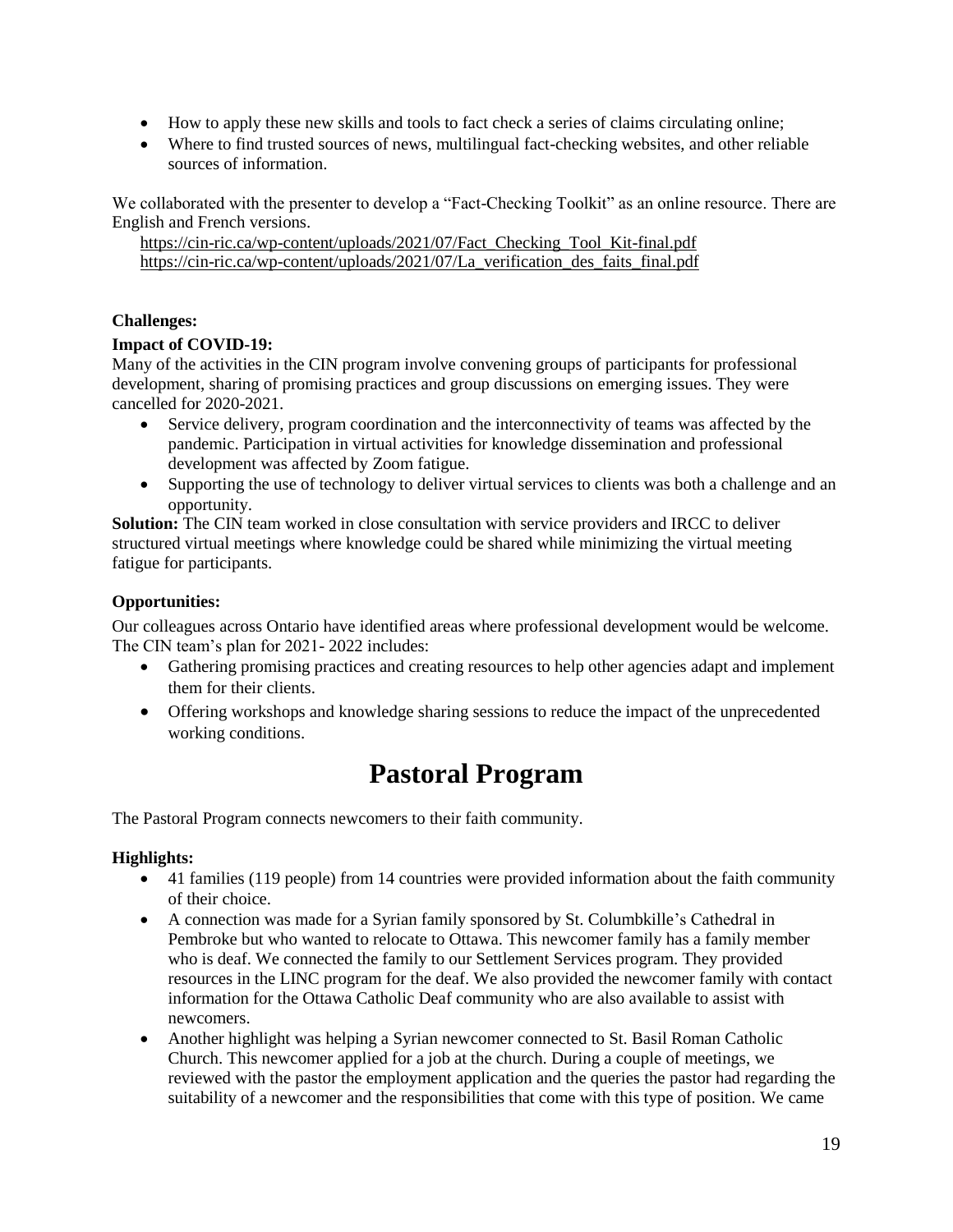- How to apply these new skills and tools to fact check a series of claims circulating online;
- Where to find trusted sources of news, multilingual fact-checking websites, and other reliable sources of information.

We collaborated with the presenter to develop a "Fact-Checking Toolkit" as an online resource. There are English and French versions.

https://cin-ric.ca/wp-content/uploads/2021/07/Fact_Checking_Tool_Kit-final.pdf
https://cin-ric.ca/wp-content/uploads/2021/07/La_verification_des_faits_final.pdf

**Challenges:**

**Impact of COVID-19:**

Many of the activities in the CIN program involve convening groups of participants for professional development, sharing of promising practices and group discussions on emerging issues. They were cancelled for 2020-2021.

- Service delivery, program coordination and the interconnectivity of teams was affected by the pandemic. Participation in virtual activities for knowledge dissemination and professional development was affected by Zoom fatigue.
- Supporting the use of technology to deliver virtual services to clients was both a challenge and an opportunity.

**Solution:** The CIN team worked in close consultation with service providers and IRCC to deliver structured virtual meetings where knowledge could be shared while minimizing the virtual meeting fatigue for participants.

**Opportunities:**

Our colleagues across Ontario have identified areas where professional development would be welcome. The CIN team's plan for 2021- 2022 includes:

- Gathering promising practices and creating resources to help other agencies adapt and implement them for their clients.
- Offering workshops and knowledge sharing sessions to reduce the impact of the unprecedented working conditions.

# Pastoral Program

The Pastoral Program connects newcomers to their faith community.

**Highlights:**

- 41 families (119 people) from 14 countries were provided information about the faith community of their choice.
- A connection was made for a Syrian family sponsored by St. Columbkille's Cathedral in Pembroke but who wanted to relocate to Ottawa. This newcomer family has a family member who is deaf. We connected the family to our Settlement Services program. They provided resources in the LINC program for the deaf. We also provided the newcomer family with contact information for the Ottawa Catholic Deaf community who are also available to assist with newcomers.
- Another highlight was helping a Syrian newcomer connected to St. Basil Roman Catholic Church. This newcomer applied for a job at the church. During a couple of meetings, we reviewed with the pastor the employment application and the queries the pastor had regarding the suitability of a newcomer and the responsibilities that come with this type of position. We came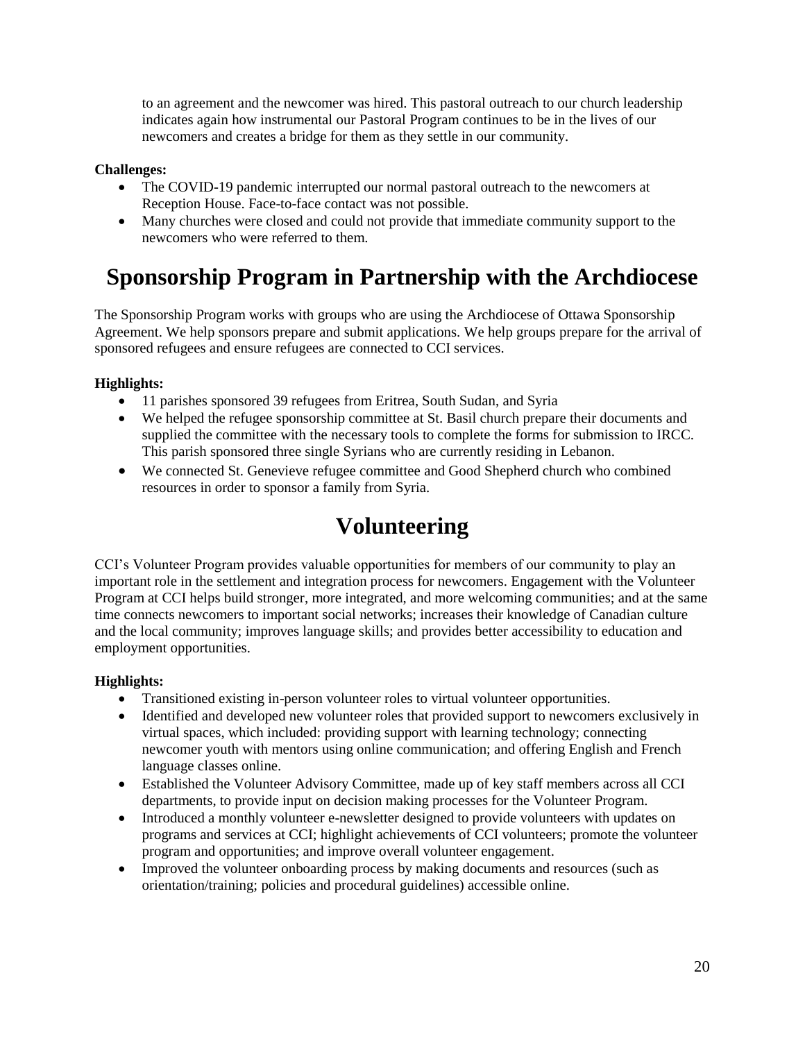to an agreement and the newcomer was hired. This pastoral outreach to our church leadership indicates again how instrumental our Pastoral Program continues to be in the lives of our newcomers and creates a bridge for them as they settle in our community.

**Challenges:**

- The COVID-19 pandemic interrupted our normal pastoral outreach to the newcomers at Reception House. Face-to-face contact was not possible.
- Many churches were closed and could not provide that immediate community support to the newcomers who were referred to them.

# Sponsorship Program in Partnership with the Archdiocese

The Sponsorship Program works with groups who are using the Archdiocese of Ottawa Sponsorship Agreement. We help sponsors prepare and submit applications. We help groups prepare for the arrival of sponsored refugees and ensure refugees are connected to CCI services.

**Highlights:**

- 11 parishes sponsored 39 refugees from Eritrea, South Sudan, and Syria
- We helped the refugee sponsorship committee at St. Basil church prepare their documents and supplied the committee with the necessary tools to complete the forms for submission to IRCC. This parish sponsored three single Syrians who are currently residing in Lebanon.
- We connected St. Genevieve refugee committee and Good Shepherd church who combined resources in order to sponsor a family from Syria.

# Volunteering

CCI's Volunteer Program provides valuable opportunities for members of our community to play an important role in the settlement and integration process for newcomers. Engagement with the Volunteer Program at CCI helps build stronger, more integrated, and more welcoming communities; and at the same time connects newcomers to important social networks; increases their knowledge of Canadian culture and the local community; improves language skills; and provides better accessibility to education and employment opportunities.

**Highlights:**

- Transitioned existing in-person volunteer roles to virtual volunteer opportunities.
- Identified and developed new volunteer roles that provided support to newcomers exclusively in virtual spaces, which included: providing support with learning technology; connecting newcomer youth with mentors using online communication; and offering English and French language classes online.
- Established the Volunteer Advisory Committee, made up of key staff members across all CCI departments, to provide input on decision making processes for the Volunteer Program.
- Introduced a monthly volunteer e-newsletter designed to provide volunteers with updates on programs and services at CCI; highlight achievements of CCI volunteers; promote the volunteer program and opportunities; and improve overall volunteer engagement.
- Improved the volunteer onboarding process by making documents and resources (such as orientation/training; policies and procedural guidelines) accessible online.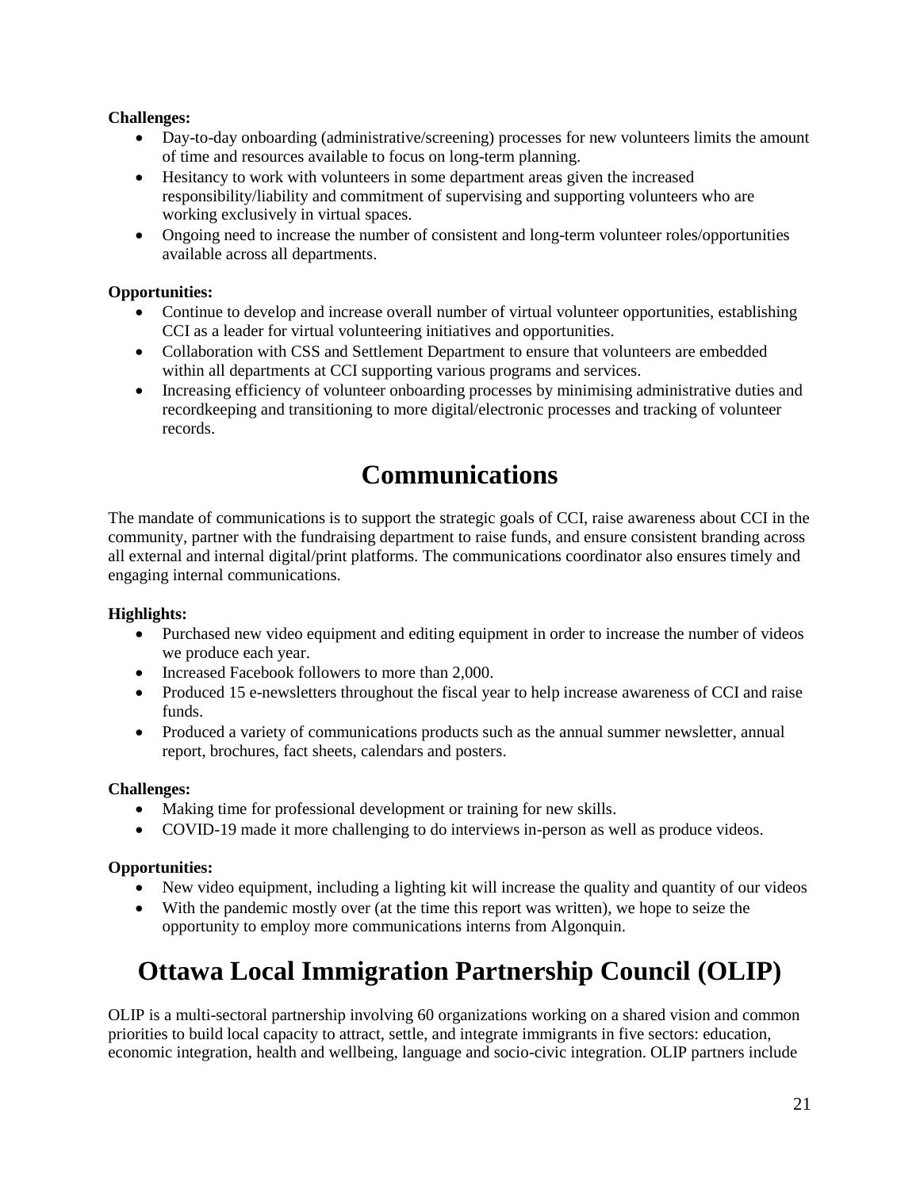**Challenges:**

- Day-to-day onboarding (administrative/screening) processes for new volunteers limits the amount of time and resources available to focus on long-term planning.
- Hesitancy to work with volunteers in some department areas given the increased responsibility/liability and commitment of supervising and supporting volunteers who are working exclusively in virtual spaces.
- Ongoing need to increase the number of consistent and long-term volunteer roles/opportunities available across all departments.

**Opportunities:**

- Continue to develop and increase overall number of virtual volunteer opportunities, establishing CCI as a leader for virtual volunteering initiatives and opportunities.
- Collaboration with CSS and Settlement Department to ensure that volunteers are embedded within all departments at CCI supporting various programs and services.
- Increasing efficiency of volunteer onboarding processes by minimising administrative duties and recordkeeping and transitioning to more digital/electronic processes and tracking of volunteer records.

# Communications

The mandate of communications is to support the strategic goals of CCI, raise awareness about CCI in the community, partner with the fundraising department to raise funds, and ensure consistent branding across all external and internal digital/print platforms. The communications coordinator also ensures timely and engaging internal communications.

**Highlights:**

- Purchased new video equipment and editing equipment in order to increase the number of videos we produce each year.
- Increased Facebook followers to more than 2,000.
- Produced 15 e-newsletters throughout the fiscal year to help increase awareness of CCI and raise funds.
- Produced a variety of communications products such as the annual summer newsletter, annual report, brochures, fact sheets, calendars and posters.

**Challenges:**

- Making time for professional development or training for new skills.
- COVID-19 made it more challenging to do interviews in-person as well as produce videos.

**Opportunities:**

- New video equipment, including a lighting kit will increase the quality and quantity of our videos
- With the pandemic mostly over (at the time this report was written), we hope to seize the opportunity to employ more communications interns from Algonquin.

# Ottawa Local Immigration Partnership Council (OLIP)

OLIP is a multi-sectoral partnership involving 60 organizations working on a shared vision and common priorities to build local capacity to attract, settle, and integrate immigrants in five sectors: education, economic integration, health and wellbeing, language and socio-civic integration. OLIP partners include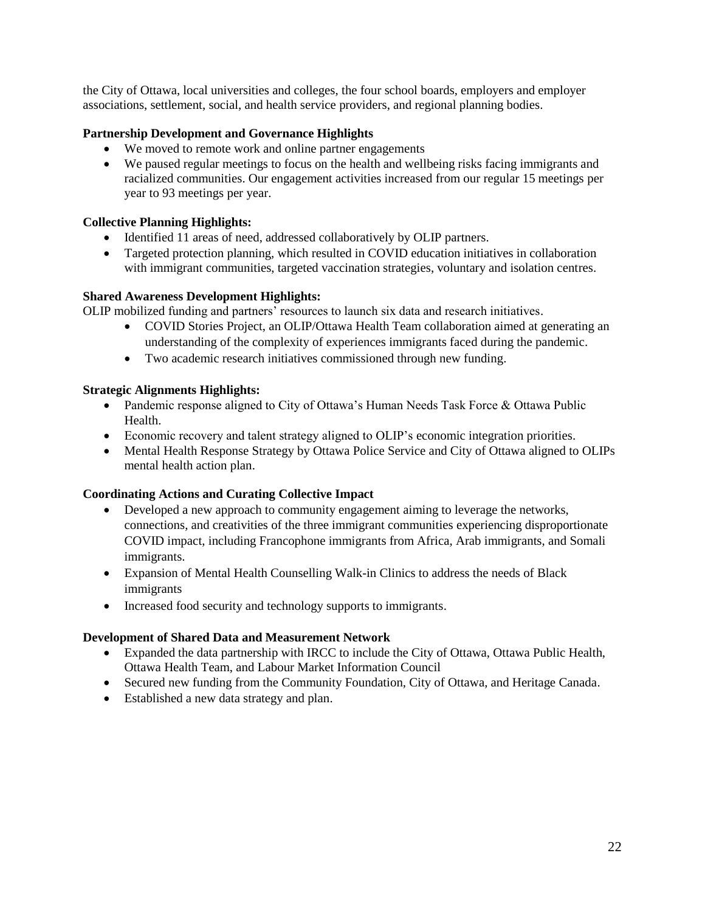the City of Ottawa, local universities and colleges, the four school boards, employers and employer associations, settlement, social, and health service providers, and regional planning bodies.

**Partnership Development and Governance Highlights**

- We moved to remote work and online partner engagements
- We paused regular meetings to focus on the health and wellbeing risks facing immigrants and racialized communities. Our engagement activities increased from our regular 15 meetings per year to 93 meetings per year.

**Collective Planning Highlights:**

- Identified 11 areas of need, addressed collaboratively by OLIP partners.
- Targeted protection planning, which resulted in COVID education initiatives in collaboration with immigrant communities, targeted vaccination strategies, voluntary and isolation centres.

**Shared Awareness Development Highlights:**

OLIP mobilized funding and partners' resources to launch six data and research initiatives.

- COVID Stories Project, an OLIP/Ottawa Health Team collaboration aimed at generating an understanding of the complexity of experiences immigrants faced during the pandemic.
- Two academic research initiatives commissioned through new funding.

**Strategic Alignments Highlights:**

- Pandemic response aligned to City of Ottawa's Human Needs Task Force & Ottawa Public Health.
- Economic recovery and talent strategy aligned to OLIP's economic integration priorities.
- Mental Health Response Strategy by Ottawa Police Service and City of Ottawa aligned to OLIPs mental health action plan.

**Coordinating Actions and Curating Collective Impact**

- Developed a new approach to community engagement aiming to leverage the networks, connections, and creativities of the three immigrant communities experiencing disproportionate COVID impact, including Francophone immigrants from Africa, Arab immigrants, and Somali immigrants.
- Expansion of Mental Health Counselling Walk-in Clinics to address the needs of Black immigrants
- Increased food security and technology supports to immigrants.

**Development of Shared Data and Measurement Network**

- Expanded the data partnership with IRCC to include the City of Ottawa, Ottawa Public Health, Ottawa Health Team, and Labour Market Information Council
- Secured new funding from the Community Foundation, City of Ottawa, and Heritage Canada.
- Established a new data strategy and plan.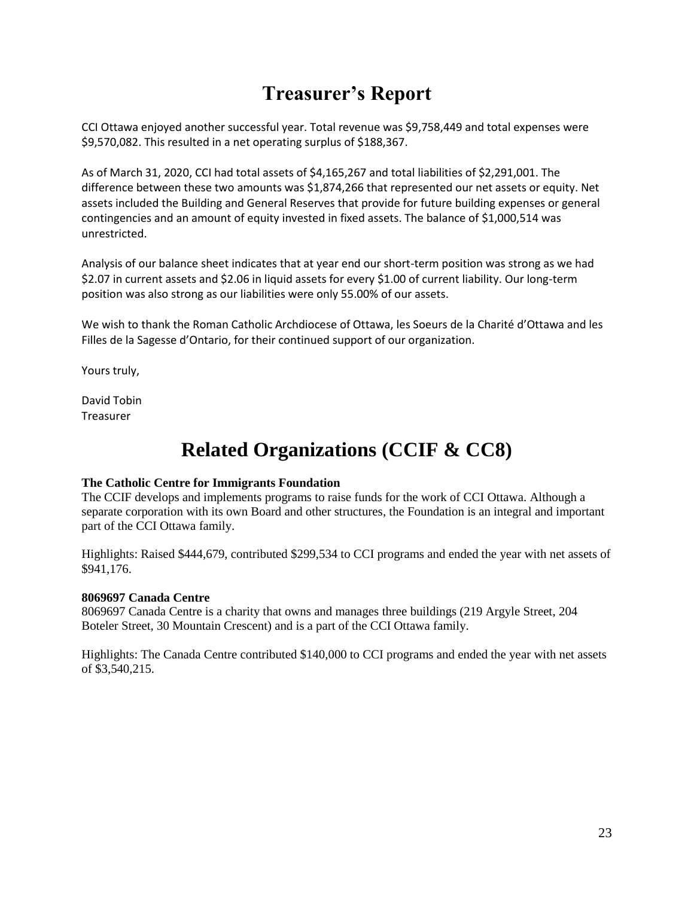# Treasurer's Report

CCI Ottawa enjoyed another successful year. Total revenue was $9,758,449 and total expenses were $9,570,082. This resulted in a net operating surplus of $188,367.

As of March 31, 2020, CCI had total assets of $4,165,267 and total liabilities of $2,291,001. The difference between these two amounts was $1,874,266 that represented our net assets or equity. Net assets included the Building and General Reserves that provide for future building expenses or general contingencies and an amount of equity invested in fixed assets. The balance of $1,000,514 was unrestricted.

Analysis of our balance sheet indicates that at year end our short-term position was strong as we had $2.07 in current assets and $2.06 in liquid assets for every $1.00 of current liability. Our long-term position was also strong as our liabilities were only 55.00% of our assets.

We wish to thank the Roman Catholic Archdiocese of Ottawa, les Soeurs de la Charité d'Ottawa and les Filles de la Sagesse d'Ontario, for their continued support of our organization.

Yours truly,

David Tobin
Treasurer

# Related Organizations (CCIF & CC8)

**The Catholic Centre for Immigrants Foundation**
The CCIF develops and implements programs to raise funds for the work of CCI Ottawa. Although a separate corporation with its own Board and other structures, the Foundation is an integral and important part of the CCI Ottawa family.

Highlights: Raised $444,679, contributed $299,534 to CCI programs and ended the year with net assets of $941,176.

**8069697 Canada Centre**
8069697 Canada Centre is a charity that owns and manages three buildings (219 Argyle Street, 204 Boteler Street, 30 Mountain Crescent) and is a part of the CCI Ottawa family.

Highlights: The Canada Centre contributed $140,000 to CCI programs and ended the year with net assets of $3,540,215.